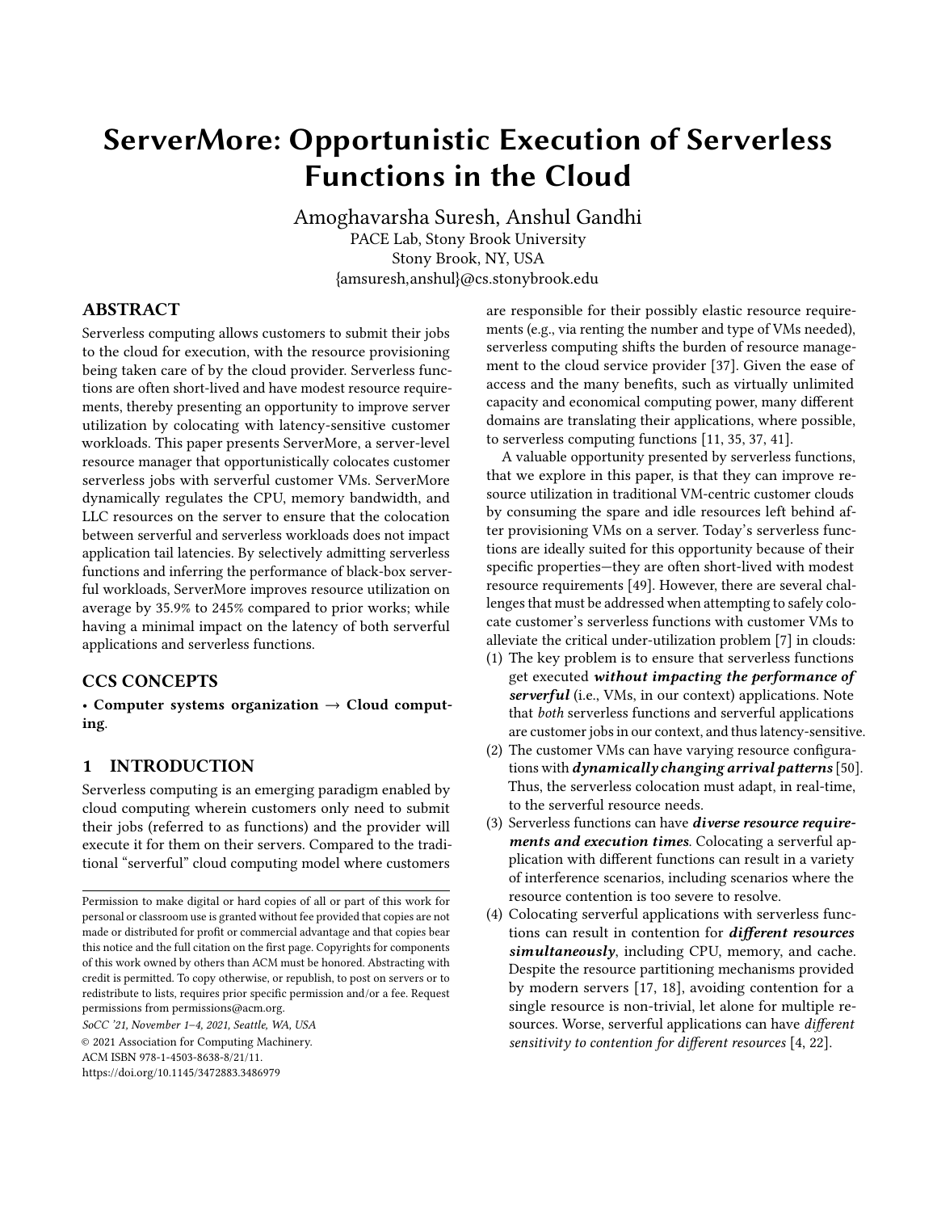# ServerMore: Opportunistic Execution of Serverless Functions in the Cloud

Amoghavarsha Suresh, Anshul Gandhi
PACE Lab, Stony Brook University
Stony Brook, NY, USA
{amsuresh,anshul}@cs.stonybrook.edu

## ABSTRACT

Serverless computing allows customers to submit their jobs to the cloud for execution, with the resource provisioning being taken care of by the cloud provider. Serverless functions are often short-lived and have modest resource requirements, thereby presenting an opportunity to improve server utilization by colocating with latency-sensitive customer workloads. This paper presents ServerMore, a server-level resource manager that opportunistically colocates customer serverless jobs with serverful customer VMs. ServerMore dynamically regulates the CPU, memory bandwidth, and LLC resources on the server to ensure that the colocation between serverful and serverless workloads does not impact application tail latencies. By selectively admitting serverless functions and inferring the performance of black-box serverful workloads, ServerMore improves resource utilization on average by 35.9% to 245% compared to prior works; while having a minimal impact on the latency of both serverful applications and serverless functions.

## CCS CONCEPTS

• **Computer systems organization** → **Cloud computing**.

## 1 INTRODUCTION

Serverless computing is an emerging paradigm enabled by cloud computing wherein customers only need to submit their jobs (referred to as functions) and the provider will execute it for them on their servers. Compared to the traditional "serverful" cloud computing model where customers are responsible for their possibly elastic resource requirements (e.g., via renting the number and type of VMs needed), serverless computing shifts the burden of resource management to the cloud service provider [37]. Given the ease of access and the many benefits, such as virtually unlimited capacity and economical computing power, many different domains are translating their applications, where possible, to serverless computing functions [11, 35, 37, 41].

A valuable opportunity presented by serverless functions, that we explore in this paper, is that they can improve resource utilization in traditional VM-centric customer clouds by consuming the spare and idle resources left behind after provisioning VMs on a server. Today's serverless functions are ideally suited for this opportunity because of their specific properties—they are often short-lived with modest resource requirements [49]. However, there are several challenges that must be addressed when attempting to safely colocate customer's serverless functions with customer VMs to alleviate the critical under-utilization problem [7] in clouds:

1. The key problem is to ensure that serverless functions get executed ***without impacting the performance of serverful*** (i.e., VMs, in our context) applications. Note that *both* serverless functions and serverful applications are customer jobs in our context, and thus latency-sensitive.
2. The customer VMs can have varying resource configurations with ***dynamically changing arrival patterns*** [50]. Thus, the serverless colocation must adapt, in real-time, to the serverful resource needs.
3. Serverless functions can have ***diverse resource requirements and execution times***. Colocating a serverful application with different functions can result in a variety of interference scenarios, including scenarios where the resource contention is too severe to resolve.
4. Colocating serverful applications with serverless functions can result in contention for ***different resources simultaneously***, including CPU, memory, and cache. Despite the resource partitioning mechanisms provided by modern servers [17, 18], avoiding contention for a single resource is non-trivial, let alone for multiple resources. Worse, serverful applications can have *different sensitivity to contention for different resources* [4, 22].

Permission to make digital or hard copies of all or part of this work for personal or classroom use is granted without fee provided that copies are not made or distributed for profit or commercial advantage and that copies bear this notice and the full citation on the first page. Copyrights for components of this work owned by others than ACM must be honored. Abstracting with credit is permitted. To copy otherwise, or republish, to post on servers or to redistribute to lists, requires prior specific permission and/or a fee. Request permissions from permissions@acm.org.

*SoCC '21, November 1–4, 2021, Seattle, WA, USA*
© 2021 Association for Computing Machinery.
ACM ISBN 978-1-4503-8638-8/21/11.
https://doi.org/10.1145/3472883.3486979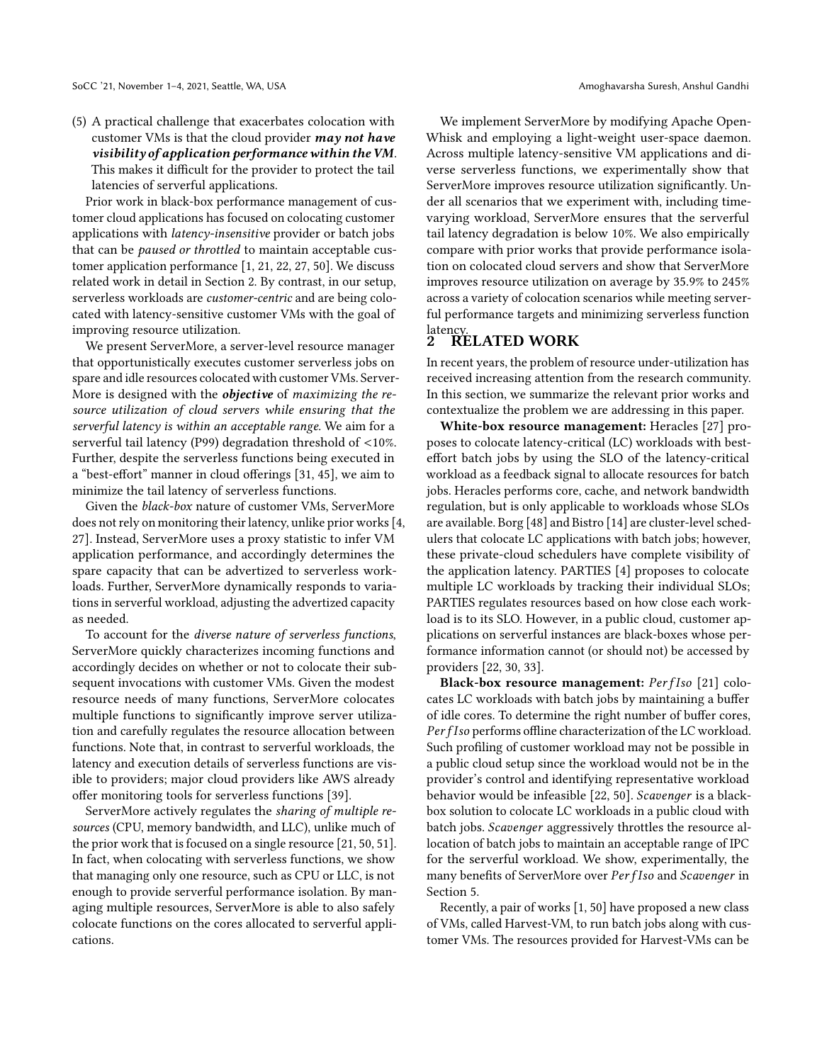(5) A practical challenge that exacerbates colocation with customer VMs is that the cloud provider ***may not have visibility of application performance within the VM***. This makes it difficult for the provider to protect the tail latencies of serverful applications.

Prior work in black-box performance management of customer cloud applications has focused on colocating customer applications with *latency-insensitive* provider or batch jobs that can be *paused or throttled* to maintain acceptable customer application performance [1, 21, 22, 27, 50]. We discuss related work in detail in Section 2. By contrast, in our setup, serverless workloads are *customer-centric* and are being colocated with latency-sensitive customer VMs with the goal of improving resource utilization.

We present ServerMore, a server-level resource manager that opportunistically executes customer serverless jobs on spare and idle resources colocated with customer VMs. ServerMore is designed with the ***objective*** of *maximizing the resource utilization of cloud servers while ensuring that the serverful latency is within an acceptable range.* We aim for a serverful tail latency (P99) degradation threshold of <10%. Further, despite the serverless functions being executed in a "best-effort" manner in cloud offerings [31, 45], we aim to minimize the tail latency of serverless functions.

Given the *black-box* nature of customer VMs, ServerMore does not rely on monitoring their latency, unlike prior works [4, 27]. Instead, ServerMore uses a proxy statistic to infer VM application performance, and accordingly determines the spare capacity that can be advertized to serverless workloads. Further, ServerMore dynamically responds to variations in serverful workload, adjusting the advertized capacity as needed.

To account for the *diverse nature of serverless functions*, ServerMore quickly characterizes incoming functions and accordingly decides on whether or not to colocate their subsequent invocations with customer VMs. Given the modest resource needs of many functions, ServerMore colocates multiple functions to significantly improve server utilization and carefully regulates the resource allocation between functions. Note that, in contrast to serverful workloads, the latency and execution details of serverless functions are visible to providers; major cloud providers like AWS already offer monitoring tools for serverless functions [39].

ServerMore actively regulates the *sharing of multiple resources* (CPU, memory bandwidth, and LLC), unlike much of the prior work that is focused on a single resource [21, 50, 51]. In fact, when colocating with serverless functions, we show that managing only one resource, such as CPU or LLC, is not enough to provide serverful performance isolation. By managing multiple resources, ServerMore is able to also safely colocate functions on the cores allocated to serverful applications.

We implement ServerMore by modifying Apache OpenWhisk and employing a light-weight user-space daemon. Across multiple latency-sensitive VM applications and diverse serverless functions, we experimentally show that ServerMore improves resource utilization significantly. Under all scenarios that we experiment with, including time-varying workload, ServerMore ensures that the serverful tail latency degradation is below 10%. We also empirically compare with prior works that provide performance isolation on colocated cloud servers and show that ServerMore improves resource utilization on average by 35.9% to 245% across a variety of colocation scenarios while meeting serverful performance targets and minimizing serverless function latency.

## 2 RELATED WORK

In recent years, the problem of resource under-utilization has received increasing attention from the research community. In this section, we summarize the relevant prior works and contextualize the problem we are addressing in this paper.

**White-box resource management:** Heracles [27] proposes to colocate latency-critical (LC) workloads with best-effort batch jobs by using the SLO of the latency-critical workload as a feedback signal to allocate resources for batch jobs. Heracles performs core, cache, and network bandwidth regulation, but is only applicable to workloads whose SLOs are available. Borg [48] and Bistro [14] are cluster-level schedulers that colocate LC applications with batch jobs; however, these private-cloud schedulers have complete visibility of the application latency. PARTIES [4] proposes to colocate multiple LC workloads by tracking their individual SLOs; PARTIES regulates resources based on how close each workload is to its SLO. However, in a public cloud, customer applications on serverful instances are black-boxes whose performance information cannot (or should not) be accessed by providers [22, 30, 33].

**Black-box resource management:** *PerfIso* [21] colocates LC workloads with batch jobs by maintaining a buffer of idle cores. To determine the right number of buffer cores, *PerfIso* performs offline characterization of the LC workload. Such profiling of customer workload may not be possible in a public cloud setup since the workload would not be in the provider's control and identifying representative workload behavior would be infeasible [22, 50]. *Scavenger* is a black-box solution to colocate LC workloads in a public cloud with batch jobs. *Scavenger* aggressively throttles the resource allocation of batch jobs to maintain an acceptable range of IPC for the serverful workload. We show, experimentally, the many benefits of ServerMore over *PerfIso* and *Scavenger* in Section 5.

Recently, a pair of works [1, 50] have proposed a new class of VMs, called Harvest-VM, to run batch jobs along with customer VMs. The resources provided for Harvest-VMs can be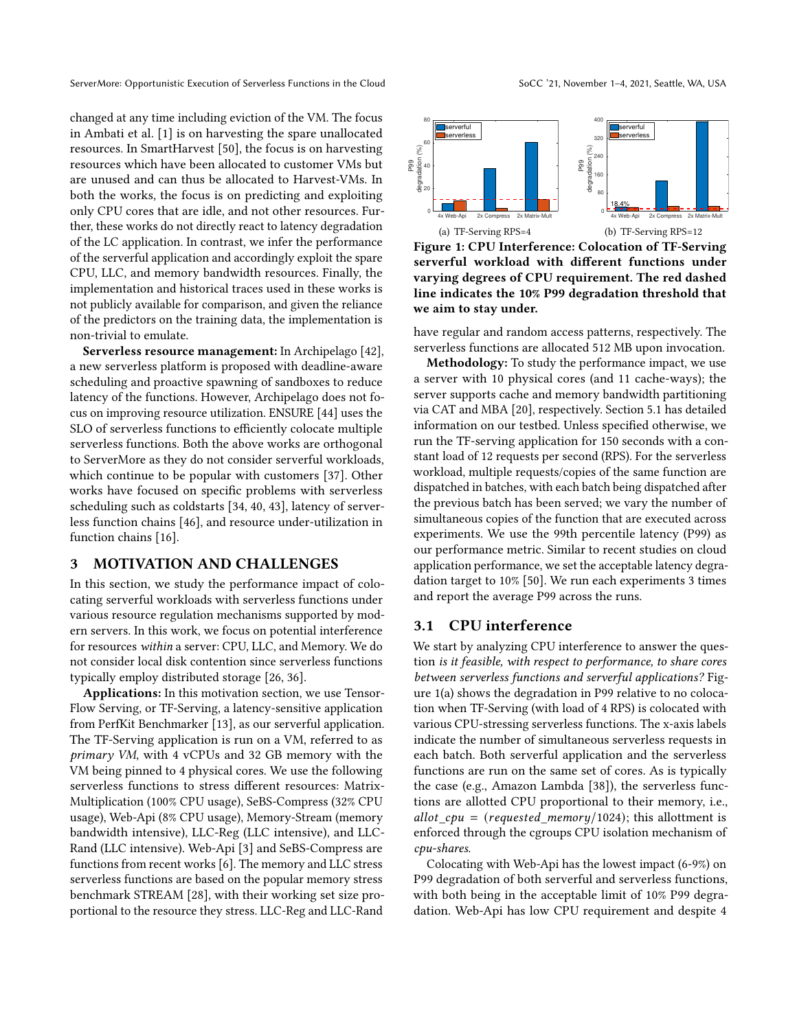changed at any time including eviction of the VM. The focus in Ambati et al. [1] is on harvesting the spare unallocated resources. In SmartHarvest [50], the focus is on harvesting resources which have been allocated to customer VMs but are unused and can thus be allocated to Harvest-VMs. In both the works, the focus is on predicting and exploiting only CPU cores that are idle, and not other resources. Further, these works do not directly react to latency degradation of the LC application. In contrast, we infer the performance of the serverful application and accordingly exploit the spare CPU, LLC, and memory bandwidth resources. Finally, the implementation and historical traces used in these works is not publicly available for comparison, and given the reliance of the predictors on the training data, the implementation is non-trivial to emulate.

**Serverless resource management:** In Archipelago [42], a new serverless platform is proposed with deadline-aware scheduling and proactive spawning of sandboxes to reduce latency of the functions. However, Archipelago does not focus on improving resource utilization. ENSURE [44] uses the SLO of serverless functions to efficiently colocate multiple serverless functions. Both the above works are orthogonal to ServerMore as they do not consider serverful workloads, which continue to be popular with customers [37]. Other works have focused on specific problems with serverless scheduling such as coldstarts [34, 40, 43], latency of serverless function chains [46], and resource under-utilization in function chains [16].

## 3 MOTIVATION AND CHALLENGES

In this section, we study the performance impact of colocating serverful workloads with serverless functions under various resource regulation mechanisms supported by modern servers. In this work, we focus on potential interference for resources *within* a server: CPU, LLC, and Memory. We do not consider local disk contention since serverless functions typically employ distributed storage [26, 36].

**Applications:** In this motivation section, we use TensorFlow Serving, or TF-Serving, a latency-sensitive application from PerfKit Benchmarker [13], as our serverful application. The TF-Serving application is run on a VM, referred to as *primary VM*, with 4 vCPUs and 32 GB memory with the VM being pinned to 4 physical cores. We use the following serverless functions to stress different resources: Matrix-Multiplication (100% CPU usage), SeBS-Compress (32% CPU usage), Web-Api (8% CPU usage), Memory-Stream (memory bandwidth intensive), LLC-Reg (LLC intensive), and LLC-Rand (LLC intensive). Web-Api [3] and SeBS-Compress are functions from recent works [6]. The memory and LLC stress serverless functions are based on the popular memory stress benchmark STREAM [28], with their working set size proportional to the resource they stress. LLC-Reg and LLC-Rand have regular and random access patterns, respectively. The serverless functions are allocated 512 MB upon invocation.

(a) TF-Serving RPS=4

(b) TF-Serving RPS=12

**Figure 1: CPU Interference: Colocation of TF-Serving serverful workload with different functions under varying degrees of CPU requirement. The red dashed line indicates the 10% P99 degradation threshold that we aim to stay under.**

**Methodology:** To study the performance impact, we use a server with 10 physical cores (and 11 cache-ways); the server supports cache and memory bandwidth partitioning via CAT and MBA [20], respectively. Section 5.1 has detailed information on our testbed. Unless specified otherwise, we run the TF-serving application for 150 seconds with a constant load of 12 requests per second (RPS). For the serverless workload, multiple requests/copies of the same function are dispatched in batches, with each batch being dispatched after the previous batch has been served; we vary the number of simultaneous copies of the function that are executed across experiments. We use the 99th percentile latency (P99) as our performance metric. Similar to recent studies on cloud application performance, we set the acceptable latency degradation target to 10% [50]. We run each experiments 3 times and report the average P99 across the runs.

### 3.1 CPU interference

We start by analyzing CPU interference to answer the question *is it feasible, with respect to performance, to share cores between serverless functions and serverful applications?* Figure 1(a) shows the degradation in P99 relative to no colocation when TF-Serving (with load of 4 RPS) is colocated with various CPU-stressing serverless functions. The x-axis labels indicate the number of simultaneous serverless requests in each batch. Both serverful application and the serverless functions are run on the same set of cores. As is typically the case (e.g., Amazon Lambda [38]), the serverless functions are allotted CPU proportional to their memory, i.e., $allot\_cpu = (requested\_memory/1024)$; this allottment is enforced through the cgroups CPU isolation mechanism of *cpu-shares*.

Colocating with Web-Api has the lowest impact (6-9%) on P99 degradation of both serverful and serverless functions, with both being in the acceptable limit of 10% P99 degradation. Web-Api has low CPU requirement and despite 4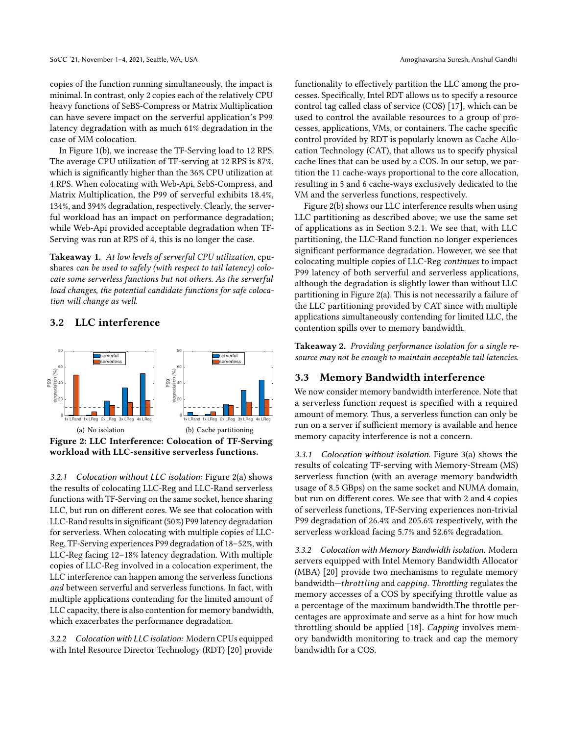copies of the function running simultaneously, the impact is minimal. In contrast, only 2 copies each of the relatively CPU heavy functions of SeBS-Compress or Matrix Multiplication can have severe impact on the serverful application's P99 latency degradation with as much 61% degradation in the case of MM colocation.

In Figure 1(b), we increase the TF-Serving load to 12 RPS. The average CPU utilization of TF-serving at 12 RPS is 87%, which is significantly higher than the 36% CPU utilization at 4 RPS. When colocating with Web-Api, SebS-Compress, and Matrix Multiplication, the P99 of serverful exhibits 18.4%, 134%, and 394% degradation, respectively. Clearly, the serverful workload has an impact on performance degradation; while Web-Api provided acceptable degradation when TF-Serving was run at RPS of 4, this is no longer the case.

**Takeaway 1.** *At low levels of serverful CPU utilization,* cpu-shares *can be used to safely (with respect to tail latency) colocate some serverless functions but not others. As the serverful load changes, the potential candidate functions for safe colocation will change as well.*

## 3.2 LLC interference

(a) No isolation (b) Cache partitioning

**Figure 2: LLC Interference: Colocation of TF-Serving workload with LLC-sensitive serverless functions.**

*3.2.1 Colocation without LLC isolation:* Figure 2(a) shows the results of colocating LLC-Reg and LLC-Rand serverless functions with TF-Serving on the same socket, hence sharing LLC, but run on different cores. We see that colocation with LLC-Rand results in significant (50%) P99 latency degradation for serverless. When colocating with multiple copies of LLC-Reg, TF-Serving experiences P99 degradation of 18–52%, with LLC-Reg facing 12–18% latency degradation. With multiple copies of LLC-Reg involved in a colocation experiment, the LLC interference can happen among the serverless functions *and* between serverful and serverless functions. In fact, with multiple applications contending for the limited amount of LLC capacity, there is also contention for memory bandwidth, which exacerbates the performance degradation.

*3.2.2 Colocation with LLC isolation:* Modern CPUs equipped with Intel Resource Director Technology (RDT) [20] provide functionality to effectively partition the LLC among the processes. Specifically, Intel RDT allows us to specify a resource control tag called class of service (COS) [17], which can be used to control the available resources to a group of processes, applications, VMs, or containers. The cache specific control provided by RDT is popularly known as Cache Allocation Technology (CAT), that allows us to specify physical cache lines that can be used by a COS. In our setup, we partition the 11 cache-ways proportional to the core allocation, resulting in 5 and 6 cache-ways exclusively dedicated to the VM and the serverless functions, respectively.

Figure 2(b) shows our LLC interference results when using LLC partitioning as described above; we use the same set of applications as in Section 3.2.1. We see that, with LLC partitioning, the LLC-Rand function no longer experiences significant performance degradation. However, we see that colocating multiple copies of LLC-Reg *continues* to impact P99 latency of both serverful and serverless applications, although the degradation is slightly lower than without LLC partitioning in Figure 2(a). This is not necessarily a failure of the LLC partitioning provided by CAT since with multiple applications simultaneously contending for limited LLC, the contention spills over to memory bandwidth.

**Takeaway 2.** *Providing performance isolation for a single resource may not be enough to maintain acceptable tail latencies.*

## 3.3 Memory Bandwidth interference

We now consider memory bandwidth interference. Note that a serverless function request is specified with a required amount of memory. Thus, a serverless function can only be run on a server if sufficient memory is available and hence memory capacity interference is not a concern.

*3.3.1 Colocation without isolation.* Figure 3(a) shows the results of colcating TF-serving with Memory-Stream (MS) serverless function (with an average memory bandwidth usage of 8.5 GBps) on the same socket and NUMA domain, but run on different cores. We see that with 2 and 4 copies of serverless functions, TF-Serving experiences non-trivial P99 degradation of 26.4% and 205.6% respectively, with the serverless workload facing 5.7% and 52.6% degradation.

*3.3.2 Colocation with Memory Bandwidth isolation.* Modern servers equipped with Intel Memory Bandwidth Allocator (MBA) [20] provide two mechanisms to regulate memory bandwidth—*throttling* and *capping*. *Throttling* regulates the memory accesses of a COS by specifying throttle value as a percentage of the maximum bandwidth.The throttle percentages are approximate and serve as a hint for how much throttling should be applied [18]. *Capping* involves memory bandwidth monitoring to track and cap the memory bandwidth for a COS.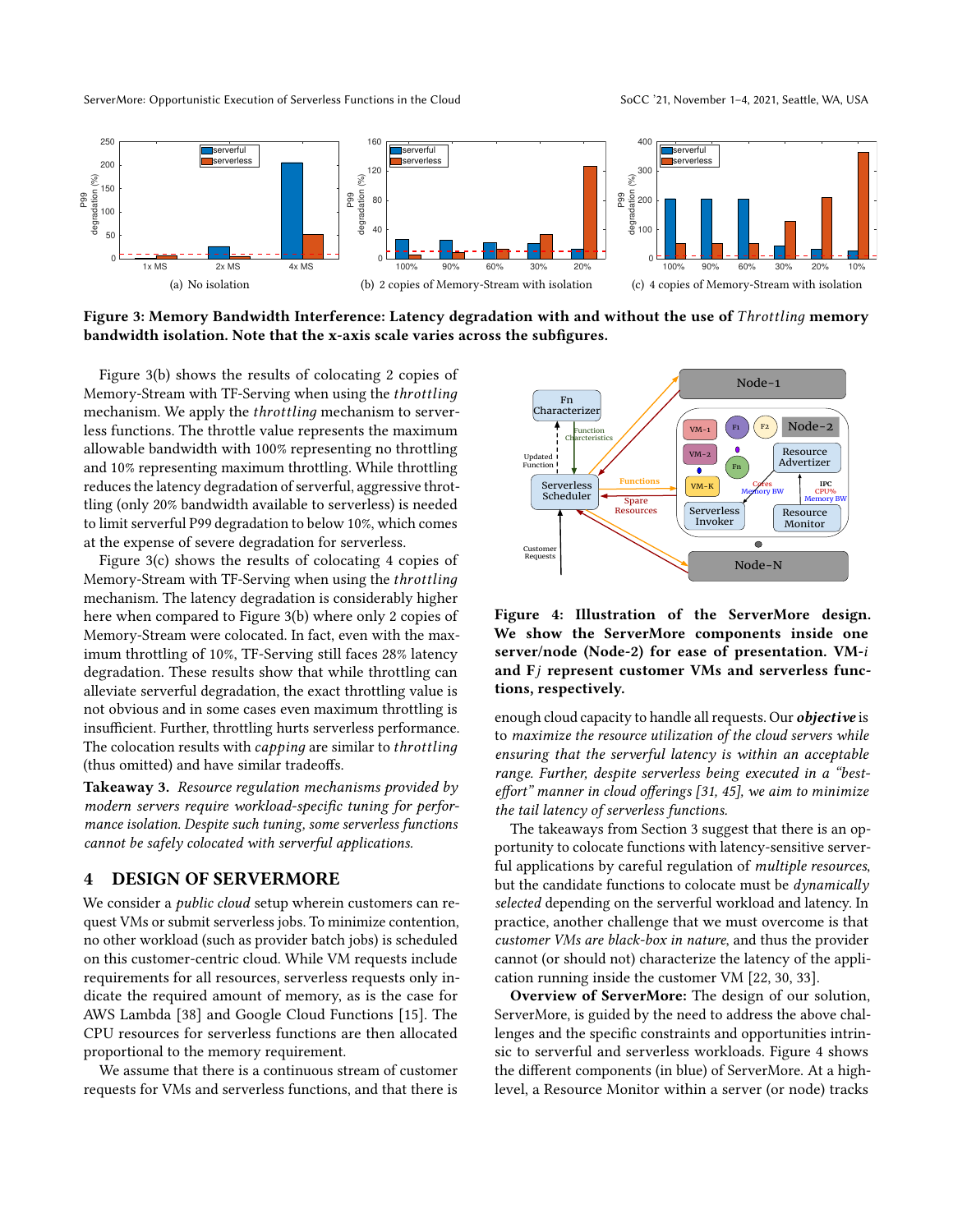(a) No isolation

(b) 2 copies of Memory-Stream with isolation

(c) 4 copies of Memory-Stream with isolation

**Figure 3: Memory Bandwidth Interference: Latency degradation with and without the use of *Throttling* memory bandwidth isolation. Note that the x-axis scale varies across the subfigures.**

Figure 3(b) shows the results of colocating 2 copies of Memory-Stream with TF-Serving when using the *throttling* mechanism. We apply the *throttling* mechanism to serverless functions. The throttle value represents the maximum allowable bandwidth with 100% representing no throttling and 10% representing maximum throttling. While throttling reduces the latency degradation of serverful, aggressive throttling (only 20% bandwidth available to serverless) is needed to limit serverful P99 degradation to below 10%, which comes at the expense of severe degradation for serverless.

Figure 3(c) shows the results of colocating 4 copies of Memory-Stream with TF-Serving when using the *throttling* mechanism. The latency degradation is considerably higher here when compared to Figure 3(b) where only 2 copies of Memory-Stream were colocated. In fact, even with the maximum throttling of 10%, TF-Serving still faces 28% latency degradation. These results show that while throttling can alleviate serverful degradation, the exact throttling value is not obvious and in some cases even maximum throttling is insufficient. Further, throttling hurts serverless performance. The colocation results with *capping* are similar to *throttling* (thus omitted) and have similar tradeoffs.

**Takeaway 3.** *Resource regulation mechanisms provided by modern servers require workload-specific tuning for performance isolation. Despite such tuning, some serverless functions cannot be safely colocated with serverful applications.*

## 4 DESIGN OF SERVERMORE

We consider a *public cloud* setup wherein customers can request VMs or submit serverless jobs. To minimize contention, no other workload (such as provider batch jobs) is scheduled on this customer-centric cloud. While VM requests include requirements for all resources, serverless requests only indicate the required amount of memory, as is the case for AWS Lambda [38] and Google Cloud Functions [15]. The CPU resources for serverless functions are then allocated proportional to the memory requirement.

We assume that there is a continuous stream of customer requests for VMs and serverless functions, and that there is enough cloud capacity to handle all requests. Our ***objective*** is to *maximize the resource utilization of the cloud servers while ensuring that the serverful latency is within an acceptable range. Further, despite serverless being executed in a "best-effort" manner in cloud offerings [31, 45], we aim to minimize the tail latency of serverless functions.*

**Figure 4: Illustration of the ServerMore design. We show the ServerMore components inside one server/node (Node-2) for ease of presentation. VM-*i* and F*j* represent customer VMs and serverless functions, respectively.**

The takeaways from Section 3 suggest that there is an opportunity to colocate functions with latency-sensitive serverful applications by careful regulation of *multiple resources*, but the candidate functions to colocate must be *dynamically selected* depending on the serverful workload and latency. In practice, another challenge that we must overcome is that *customer VMs are black-box in nature*, and thus the provider cannot (or should not) characterize the latency of the application running inside the customer VM [22, 30, 33].

**Overview of ServerMore:** The design of our solution, ServerMore, is guided by the need to address the above challenges and the specific constraints and opportunities intrinsic to serverful and serverless workloads. Figure 4 shows the different components (in blue) of ServerMore. At a high-level, a Resource Monitor within a server (or node) tracks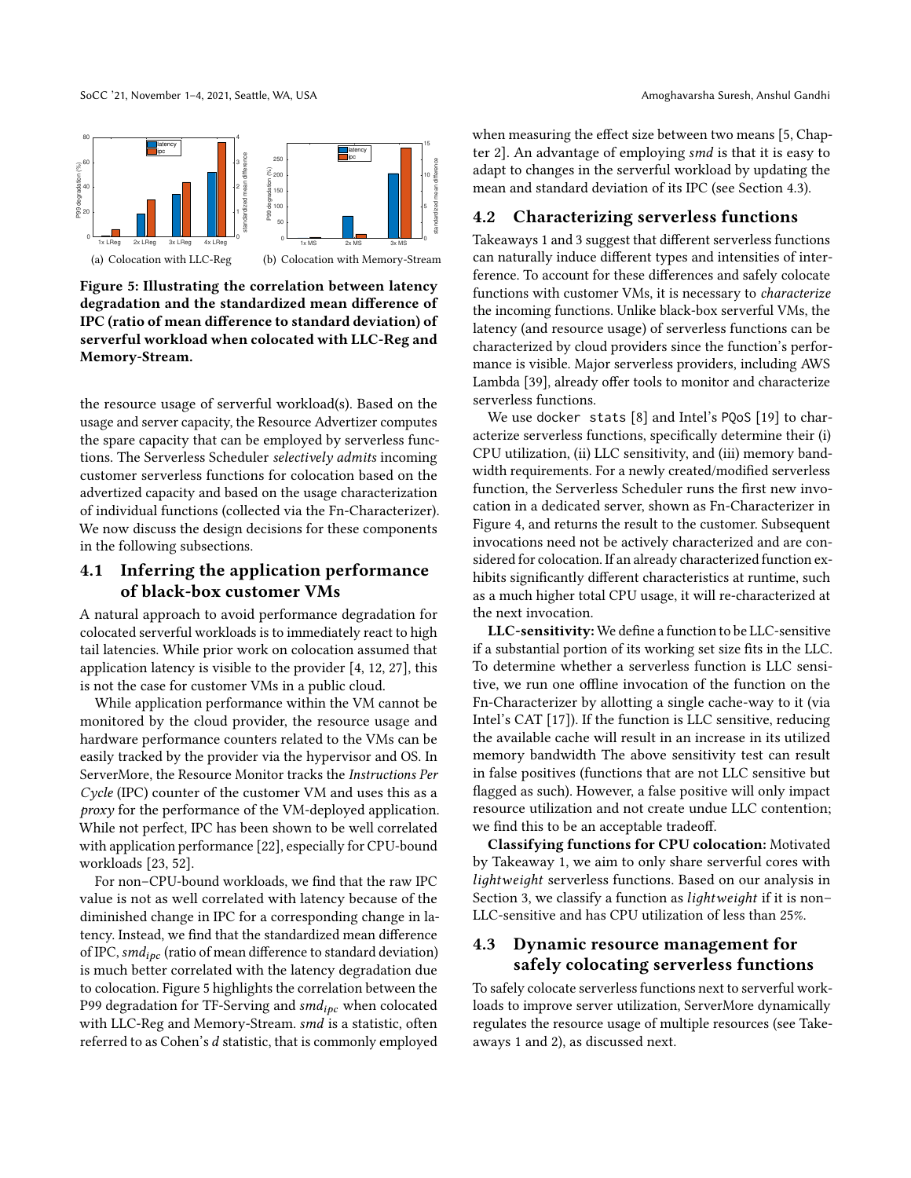(a) Colocation with LLC-Reg

(b) Colocation with Memory-Stream

**Figure 5: Illustrating the correlation between latency degradation and the standardized mean difference of IPC (ratio of mean difference to standard deviation) of serverful workload when colocated with LLC-Reg and Memory-Stream.**

the resource usage of serverful workload(s). Based on the usage and server capacity, the Resource Advertizer computes the spare capacity that can be employed by serverless functions. The Serverless Scheduler *selectively admits* incoming customer serverless functions for colocation based on the advertized capacity and based on the usage characterization of individual functions (collected via the Fn-Characterizer). We now discuss the design decisions for these components in the following subsections.

## 4.1 Inferring the application performance of black-box customer VMs

A natural approach to avoid performance degradation for colocated serverful workloads is to immediately react to high tail latencies. While prior work on colocation assumed that application latency is visible to the provider [4, 12, 27], this is not the case for customer VMs in a public cloud.

While application performance within the VM cannot be monitored by the cloud provider, the resource usage and hardware performance counters related to the VMs can be easily tracked by the provider via the hypervisor and OS. In ServerMore, the Resource Monitor tracks the *Instructions Per Cycle* (IPC) counter of the customer VM and uses this as a *proxy* for the performance of the VM-deployed application. While not perfect, IPC has been shown to be well correlated with application performance [22], especially for CPU-bound workloads [23, 52].

For non–CPU-bound workloads, we find that the raw IPC value is not as well correlated with latency because of the diminished change in IPC for a corresponding change in latency. Instead, we find that the standardized mean difference of IPC, $smd_{ipc}$ (ratio of mean difference to standard deviation) is much better correlated with the latency degradation due to colocation. Figure 5 highlights the correlation between the P99 degradation for TF-Serving and $smd_{ipc}$ when colocated with LLC-Reg and Memory-Stream. *smd* is a statistic, often referred to as Cohen's *d* statistic, that is commonly employed when measuring the effect size between two means [5, Chapter 2]. An advantage of employing *smd* is that it is easy to adapt to changes in the serverful workload by updating the mean and standard deviation of its IPC (see Section 4.3).

## 4.2 Characterizing serverless functions

Takeaways 1 and 3 suggest that different serverless functions can naturally induce different types and intensities of interference. To account for these differences and safely colocate functions with customer VMs, it is necessary to *characterize* the incoming functions. Unlike black-box serverful VMs, the latency (and resource usage) of serverless functions can be characterized by cloud providers since the function's performance is visible. Major serverless providers, including AWS Lambda [39], already offer tools to monitor and characterize serverless functions.

We use `docker stats` [8] and Intel's `PQoS` [19] to characterize serverless functions, specifically determine their (i) CPU utilization, (ii) LLC sensitivity, and (iii) memory bandwidth requirements. For a newly created/modified serverless function, the Serverless Scheduler runs the first new invocation in a dedicated server, shown as Fn-Characterizer in Figure 4, and returns the result to the customer. Subsequent invocations need not be actively characterized and are considered for colocation. If an already characterized function exhibits significantly different characteristics at runtime, such as a much higher total CPU usage, it will re-characterized at the next invocation.

**LLC-sensitivity:** We define a function to be LLC-sensitive if a substantial portion of its working set size fits in the LLC. To determine whether a serverless function is LLC sensitive, we run one offline invocation of the function on the Fn-Characterizer by allotting a single cache-way to it (via Intel's CAT [17]). If the function is LLC sensitive, reducing the available cache will result in an increase in its utilized memory bandwidth The above sensitivity test can result in false positives (functions that are not LLC sensitive but flagged as such). However, a false positive will only impact resource utilization and not create undue LLC contention; we find this to be an acceptable tradeoff.

**Classifying functions for CPU colocation:** Motivated by Takeaway 1, we aim to only share serverful cores with *lightweight* serverless functions. Based on our analysis in Section 3, we classify a function as *lightweight* if it is non–LLC-sensitive and has CPU utilization of less than 25%.

## 4.3 Dynamic resource management for safely colocating serverless functions

To safely colocate serverless functions next to serverful workloads to improve server utilization, ServerMore dynamically regulates the resource usage of multiple resources (see Takeaways 1 and 2), as discussed next.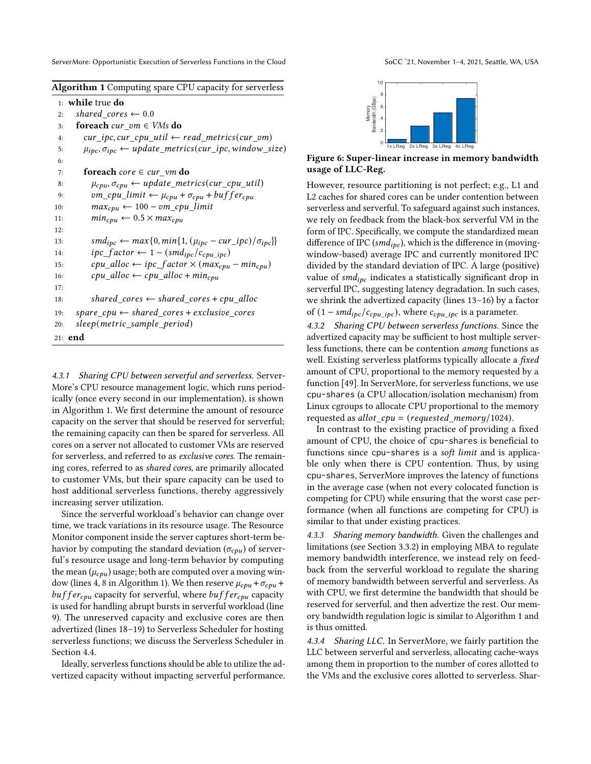**Algorithm 1** Computing spare CPU capacity for serverless

```
1:  while true do
2:    shared_cores ← 0.0
3:    foreach cur_vm ∈ VMs do
4:      cur_ipc, cur_cpu_util ← read_metrics(cur_vm)
5:      μ_ipc, σ_ipc ← update_metrics(cur_ipc, window_size)
6:
7:      foreach core ∈ cur_vm do
8:        μ_cpu, σ_cpu ← update_metrics(cur_cpu_util)
9:        vm_cpu_limit ← μ_cpu + σ_cpu + buffer_cpu
10:       max_cpu ← 100 − vm_cpu_limit
11:       min_cpu ← 0.5 × max_cpu
12:
13:       smd_ipc ← max{0, min{1, (μ_ipc − cur_ipc)/σ_ipc}}
14:       ipc_factor ← 1 − (smd_ipc/c_cpu_ipc)
15:       cpu_alloc ← ipc_factor × (max_cpu − min_cpu)
16:       cpu_alloc ← cpu_alloc + min_cpu
17:
18:       shared_cores ← shared_cores + cpu_alloc
19:   spare_cpu ← shared_cores + exclusive_cores
20:   sleep(metric_sample_period)
21: end
```

*4.3.1 Sharing CPU between serverful and serverless.* ServerMore's CPU resource management logic, which runs periodically (once every second in our implementation), is shown in Algorithm 1. We first determine the amount of resource capacity on the server that should be reserved for serverful; the remaining capacity can then be spared for serverless. All cores on a server not allocated to customer VMs are reserved for serverless, and referred to as *exclusive cores*. The remaining cores, referred to as *shared cores*, are primarily allocated to customer VMs, but their spare capacity can be used to host additional serverless functions, thereby aggressively increasing server utilization.

Since the serverful workload's behavior can change over time, we track variations in its resource usage. The Resource Monitor component inside the server captures short-term behavior by computing the standard deviation ($\sigma_{cpu}$) of serverful's resource usage and long-term behavior by computing the mean ($\mu_{cpu}$) usage; both are computed over a moving window (lines 4, 8 in Algorithm 1). We then reserve $\mu_{cpu} + \sigma_{cpu} + buffer_{cpu}$ capacity for serverful, where $buffer_{cpu}$ capacity is used for handling abrupt bursts in serverful workload (line 9). The unreserved capacity and exclusive cores are then advertized (lines 18–19) to Serverless Scheduler for hosting serverless functions; we discuss the Serverless Scheduler in Section 4.4.

Ideally, serverless functions should be able to utilize the advertized capacity without impacting serverful performance.

**Figure 6: Super-linear increase in memory bandwidth usage of LLC-Reg.**

However, resource partitioning is not perfect; e.g., L1 and L2 caches for shared cores can be under contention between serverless and serverful. To safeguard against such instances, we rely on feedback from the black-box serverful VM in the form of IPC. Specifically, we compute the standardized mean difference of IPC ($smd_{ipc}$), which is the difference in (moving-window-based) average IPC and currently monitored IPC divided by the standard deviation of IPC. A large (positive) value of $smd_{ipc}$ indicates a statistically significant drop in serverful IPC, suggesting latency degradation. In such cases, we shrink the advertized capacity (lines 13–16) by a factor of $(1 - smd_{ipc}/c_{cpu\_ipc})$, where $c_{cpu\_ipc}$ is a parameter.

*4.3.2 Sharing CPU between serverless functions.* Since the advertized capacity may be sufficient to host multiple serverless functions, there can be contention *among* functions as well. Existing serverless platforms typically allocate a *fixed* amount of CPU, proportional to the memory requested by a function [49]. In ServerMore, for serverless functions, we use cpu-shares (a CPU allocation/isolation mechanism) from Linux cgroups to allocate CPU proportional to the memory requested as $allot\_cpu = (requested\_memory/1024)$.

In contrast to the existing practice of providing a fixed amount of CPU, the choice of cpu-shares is beneficial to functions since cpu-shares is a *soft limit* and is applicable only when there is CPU contention. Thus, by using cpu-shares, ServerMore improves the latency of functions in the average case (when not every colocated function is competing for CPU) while ensuring that the worst case performance (when all functions are competing for CPU) is similar to that under existing practices.

*4.3.3 Sharing memory bandwidth.* Given the challenges and limitations (see Section 3.3.2) in employing MBA to regulate memory bandwidth interference, we instead rely on feedback from the serverful workload to regulate the sharing of memory bandwidth between serverful and serverless. As with CPU, we first determine the bandwidth that should be reserved for serverful, and then advertize the rest. Our memory bandwidth regulation logic is similar to Algorithm 1 and is thus omitted.

*4.3.4 Sharing LLC.* In ServerMore, we fairly partition the LLC between serverful and serverless, allocating cache-ways among them in proportion to the number of cores allotted to the VMs and the exclusive cores allotted to serverless. Shar-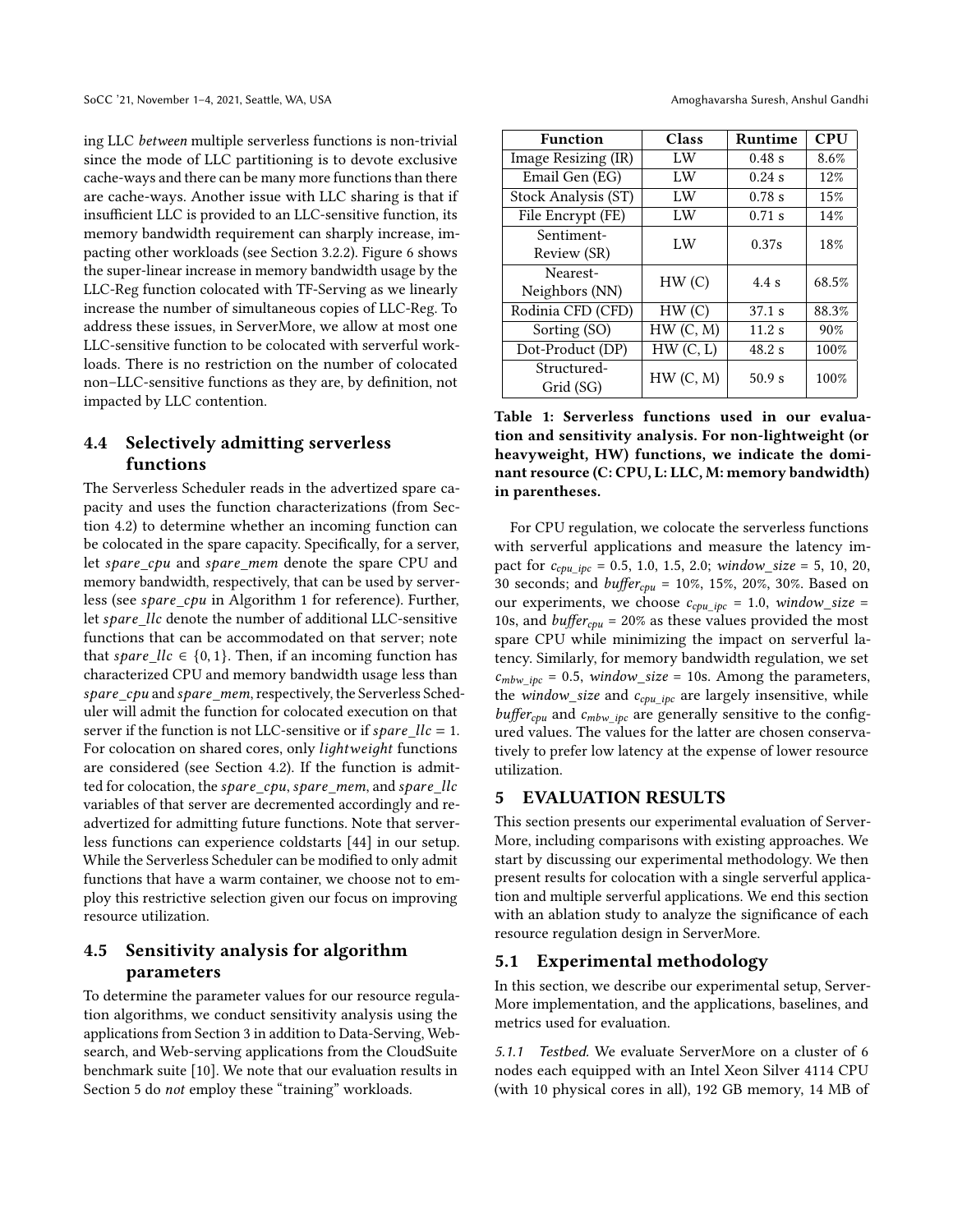ing LLC *between* multiple serverless functions is non-trivial since the mode of LLC partitioning is to devote exclusive cache-ways and there can be many more functions than there are cache-ways. Another issue with LLC sharing is that if insufficient LLC is provided to an LLC-sensitive function, its memory bandwidth requirement can sharply increase, impacting other workloads (see Section 3.2.2). Figure 6 shows the super-linear increase in memory bandwidth usage by the LLC-Reg function colocated with TF-Serving as we linearly increase the number of simultaneous copies of LLC-Reg. To address these issues, in ServerMore, we allow at most one LLC-sensitive function to be colocated with serverful workloads. There is no restriction on the number of colocated non–LLC-sensitive functions as they are, by definition, not impacted by LLC contention.

## 4.4 Selectively admitting serverless functions

The Serverless Scheduler reads in the advertized spare capacity and uses the function characterizations (from Section 4.2) to determine whether an incoming function can be colocated in the spare capacity. Specifically, for a server, let *spare_cpu* and *spare_mem* denote the spare CPU and memory bandwidth, respectively, that can be used by serverless (see *spare_cpu* in Algorithm 1 for reference). Further, let *spare_llc* denote the number of additional LLC-sensitive functions that can be accommodated on that server; note that $spare\_llc \in \{0, 1\}$. Then, if an incoming function has characterized CPU and memory bandwidth usage less than *spare_cpu* and *spare_mem*, respectively, the Serverless Scheduler will admit the function for colocated execution on that server if the function is not LLC-sensitive or if $spare\_llc = 1$. For colocation on shared cores, only *lightweight* functions are considered (see Section 4.2). If the function is admitted for colocation, the *spare_cpu*, *spare_mem*, and *spare_llc* variables of that server are decremented accordingly and re-advertized for admitting future functions. Note that serverless functions can experience coldstarts [44] in our setup. While the Serverless Scheduler can be modified to only admit functions that have a warm container, we choose not to employ this restrictive selection given our focus on improving resource utilization.

## 4.5 Sensitivity analysis for algorithm parameters

To determine the parameter values for our resource regulation algorithms, we conduct sensitivity analysis using the applications from Section 3 in addition to Data-Serving, Websearch, and Web-serving applications from the CloudSuite benchmark suite [10]. We note that our evaluation results in Section 5 do *not* employ these "training" workloads.

| Function | Class | Runtime | CPU |
|---|---|---|---|
| Image Resizing (IR) | LW | 0.48 s | 8.6% |
| Email Gen (EG) | LW | 0.24 s | 12% |
| Stock Analysis (ST) | LW | 0.78 s | 15% |
| File Encrypt (FE) | LW | 0.71 s | 14% |
| Sentiment-Review (SR) | LW | 0.37s | 18% |
| Nearest-Neighbors (NN) | HW (C) | 4.4 s | 68.5% |
| Rodinia CFD (CFD) | HW (C) | 37.1 s | 88.3% |
| Sorting (SO) | HW (C, M) | 11.2 s | 90% |
| Dot-Product (DP) | HW (C, L) | 48.2 s | 100% |
| Structured-Grid (SG) | HW (C, M) | 50.9 s | 100% |

**Table 1: Serverless functions used in our evaluation and sensitivity analysis. For non-lightweight (or heavyweight, HW) functions, we indicate the dominant resource (C: CPU, L: LLC, M: memory bandwidth) in parentheses.**

For CPU regulation, we colocate the serverless functions with serverful applications and measure the latency impact for $c_{cpu\_ipc}$ = 0.5, 1.0, 1.5, 2.0; *window_size* = 5, 10, 20, 30 seconds; and $buffer_{cpu}$ = 10%, 15%, 20%, 30%. Based on our experiments, we choose $c_{cpu\_ipc}$ = 1.0, *window_size* = 10s, and $buffer_{cpu}$ = 20% as these values provided the most spare CPU while minimizing the impact on serverful latency. Similarly, for memory bandwidth regulation, we set $c_{mbw\_ipc}$ = 0.5, *window_size* = 10s. Among the parameters, the *window_size* and $c_{cpu\_ipc}$ are largely insensitive, while $buffer_{cpu}$ and $c_{mbw\_ipc}$ are generally sensitive to the configured values. The values for the latter are chosen conservatively to prefer low latency at the expense of lower resource utilization.

# 5 EVALUATION RESULTS

This section presents our experimental evaluation of ServerMore, including comparisons with existing approaches. We start by discussing our experimental methodology. We then present results for colocation with a single serverful application and multiple serverful applications. We end this section with an ablation study to analyze the significance of each resource regulation design in ServerMore.

## 5.1 Experimental methodology

In this section, we describe our experimental setup, ServerMore implementation, and the applications, baselines, and metrics used for evaluation.

*5.1.1 Testbed.* We evaluate ServerMore on a cluster of 6 nodes each equipped with an Intel Xeon Silver 4114 CPU (with 10 physical cores in all), 192 GB memory, 14 MB of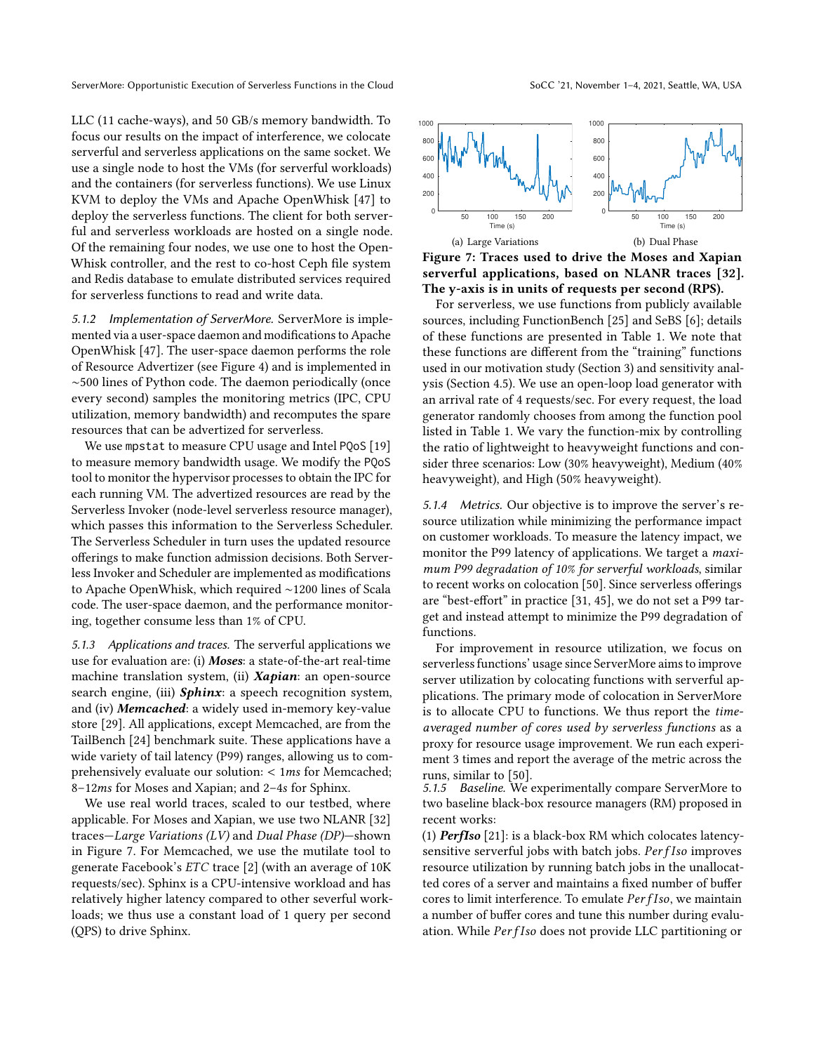LLC (11 cache-ways), and 50 GB/s memory bandwidth. To focus our results on the impact of interference, we colocate serverful and serverless applications on the same socket. We use a single node to host the VMs (for serverful workloads) and the containers (for serverless functions). We use Linux KVM to deploy the VMs and Apache OpenWhisk [47] to deploy the serverless functions. The client for both serverful and serverless workloads are hosted on a single node. Of the remaining four nodes, we use one to host the OpenWhisk controller, and the rest to co-host Ceph file system and Redis database to emulate distributed services required for serverless functions to read and write data.

*5.1.2 Implementation of ServerMore.* ServerMore is implemented via a user-space daemon and modifications to Apache OpenWhisk [47]. The user-space daemon performs the role of Resource Advertizer (see Figure 4) and is implemented in ∼500 lines of Python code. The daemon periodically (once every second) samples the monitoring metrics (IPC, CPU utilization, memory bandwidth) and recomputes the spare resources that can be advertized for serverless.

We use `mpstat` to measure CPU usage and Intel `PQoS` [19] to measure memory bandwidth usage. We modify the `PQoS` tool to monitor the hypervisor processes to obtain the IPC for each running VM. The advertized resources are read by the Serverless Invoker (node-level serverless resource manager), which passes this information to the Serverless Scheduler. The Serverless Scheduler in turn uses the updated resource offerings to make function admission decisions. Both Serverless Invoker and Scheduler are implemented as modifications to Apache OpenWhisk, which required ∼1200 lines of Scala code. The user-space daemon, and the performance monitoring, together consume less than 1% of CPU.

*5.1.3 Applications and traces.* The serverful applications we use for evaluation are: (i) ***Moses***: a state-of-the-art real-time machine translation system, (ii) ***Xapian***: an open-source search engine, (iii) ***Sphinx***: a speech recognition system, and (iv) ***Memcached***: a widely used in-memory key-value store [29]. All applications, except Memcached, are from the TailBench [24] benchmark suite. These applications have a wide variety of tail latency (P99) ranges, allowing us to comprehensively evaluate our solution: < 1*ms* for Memcached; 8–12*ms* for Moses and Xapian; and 2–4*s* for Sphinx.

We use real world traces, scaled to our testbed, where applicable. For Moses and Xapian, we use two NLANR [32] traces—*Large Variations (LV)* and *Dual Phase (DP)*—shown in Figure 7. For Memcached, we use the mutilate tool to generate Facebook's *ETC* trace [2] (with an average of 10K requests/sec). Sphinx is a CPU-intensive workload and has relatively higher latency compared to other severful workloads; we thus use a constant load of 1 query per second (QPS) to drive Sphinx.

(a) Large Variations (b) Dual Phase

**Figure 7: Traces used to drive the Moses and Xapian serverful applications, based on NLANR traces [32]. The y-axis is in units of requests per second (RPS).**

For serverless, we use functions from publicly available sources, including FunctionBench [25] and SeBS [6]; details of these functions are presented in Table 1. We note that these functions are different from the "training" functions used in our motivation study (Section 3) and sensitivity analysis (Section 4.5). We use an open-loop load generator with an arrival rate of 4 requests/sec. For every request, the load generator randomly chooses from among the function pool listed in Table 1. We vary the function-mix by controlling the ratio of lightweight to heavyweight functions and consider three scenarios: Low (30% heavyweight), Medium (40% heavyweight), and High (50% heavyweight).

*5.1.4 Metrics.* Our objective is to improve the server's resource utilization while minimizing the performance impact on customer workloads. To measure the latency impact, we monitor the P99 latency of applications. We target a *maximum P99 degradation of 10% for serverful workloads*, similar to recent works on colocation [50]. Since serverless offerings are "best-effort" in practice [31, 45], we do not set a P99 target and instead attempt to minimize the P99 degradation of functions.

For improvement in resource utilization, we focus on serverless functions' usage since ServerMore aims to improve server utilization by colocating functions with serverful applications. The primary mode of colocation in ServerMore is to allocate CPU to functions. We thus report the *time-averaged number of cores used by serverless functions* as a proxy for resource usage improvement. We run each experiment 3 times and report the average of the metric across the runs, similar to [50].

*5.1.5 Baseline.* We experimentally compare ServerMore to two baseline black-box resource managers (RM) proposed in recent works:

(1) ***PerfIso*** [21]: is a black-box RM which colocates latency-sensitive serverful jobs with batch jobs. *PerfIso* improves resource utilization by running batch jobs in the unallocated cores of a server and maintains a fixed number of buffer cores to limit interference. To emulate *PerfIso*, we maintain a number of buffer cores and tune this number during evaluation. While *PerfIso* does not provide LLC partitioning or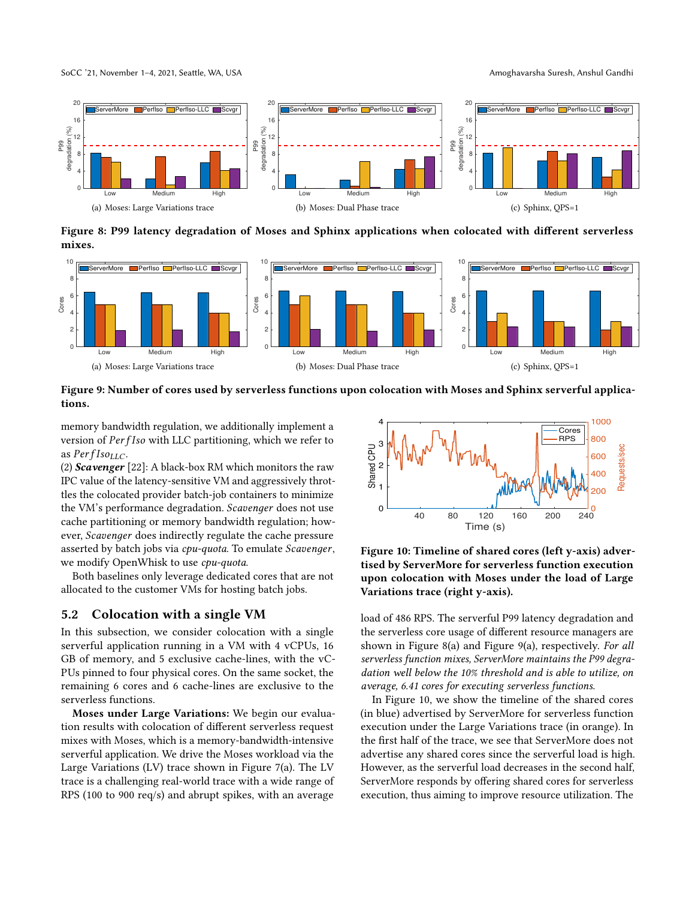(a) Moses: Large Variations trace

(b) Moses: Dual Phase trace

(c) Sphinx, QPS=1

**Figure 8: P99 latency degradation of Moses and Sphinx applications when colocated with different serverless mixes.**

(a) Moses: Large Variations trace

(b) Moses: Dual Phase trace

(c) Sphinx, QPS=1

**Figure 9: Number of cores used by serverless functions upon colocation with Moses and Sphinx serverful applications.**

memory bandwidth regulation, we additionally implement a version of *PerfIso* with LLC partitioning, which we refer to as $PerfIso_{LLC}$.

(2) ***Scavenger*** [22]: A black-box RM which monitors the raw IPC value of the latency-sensitive VM and aggressively throttles the colocated provider batch-job containers to minimize the VM's performance degradation. *Scavenger* does not use cache partitioning or memory bandwidth regulation; however, *Scavenger* does indirectly regulate the cache pressure asserted by batch jobs via *cpu-quota*. To emulate *Scavenger*, we modify OpenWhisk to use *cpu-quota*.

Both baselines only leverage dedicated cores that are not allocated to the customer VMs for hosting batch jobs.

## 5.2 Colocation with a single VM

In this subsection, we consider colocation with a single serverful application running in a VM with 4 vCPUs, 16 GB of memory, and 5 exclusive cache-lines, with the vCPUs pinned to four physical cores. On the same socket, the remaining 6 cores and 6 cache-lines are exclusive to the serverless functions.

**Moses under Large Variations:** We begin our evaluation results with colocation of different serverless request mixes with Moses, which is a memory-bandwidth-intensive serverful application. We drive the Moses workload via the Large Variations (LV) trace shown in Figure 7(a). The LV trace is a challenging real-world trace with a wide range of RPS (100 to 900 req/s) and abrupt spikes, with an average load of 486 RPS. The serverful P99 latency degradation and the serverless core usage of different resource managers are shown in Figure 8(a) and Figure 9(a), respectively. *For all serverless function mixes, ServerMore maintains the P99 degradation well below the 10% threshold and is able to utilize, on average, 6.41 cores for executing serverless functions.*

**Figure 10: Timeline of shared cores (left y-axis) advertised by ServerMore for serverless function execution upon colocation with Moses under the load of Large Variations trace (right y-axis).**

In Figure 10, we show the timeline of the shared cores (in blue) advertised by ServerMore for serverless function execution under the Large Variations trace (in orange). In the first half of the trace, we see that ServerMore does not advertise any shared cores since the serverful load is high. However, as the serverful load decreases in the second half, ServerMore responds by offering shared cores for serverless execution, thus aiming to improve resource utilization. The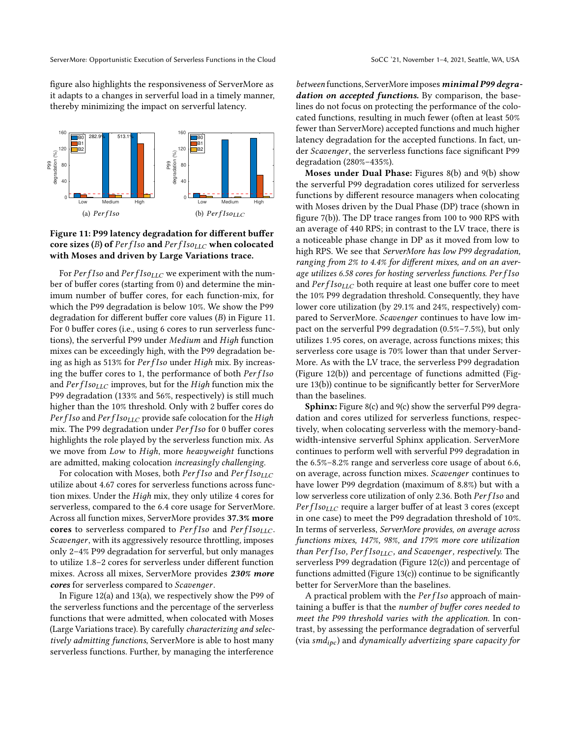figure also highlights the responsiveness of ServerMore as it adapts to a changes in serverful load in a timely manner, thereby minimizing the impact on serverful latency.

**Figure 11: P99 latency degradation for different buffer core sizes (*B*) of *PerfIso* and $PerfIso_{LLC}$ when colocated with Moses and driven by Large Variations trace.**

(a) *PerfIso* (b) $PerfIso_{LLC}$

For *PerfIso* and $PerfIso_{LLC}$ we experiment with the number of buffer cores (starting from 0) and determine the minimum number of buffer cores, for each function-mix, for which the P99 degradation is below 10%. We show the P99 degradation for different buffer core values (*B*) in Figure 11. For 0 buffer cores (i.e., using 6 cores to run serverless functions), the serverful P99 under *Medium* and *High* function mixes can be exceedingly high, with the P99 degradation being as high as 513% for *PerfIso* under *High* mix. By increasing the buffer cores to 1, the performance of both *PerfIso* and $PerfIso_{LLC}$ improves, but for the *High* function mix the P99 degradation (133% and 56%, respectively) is still much higher than the 10% threshold. Only with 2 buffer cores do *PerfIso* and $PerfIso_{LLC}$ provide safe colocation for the *High* mix. The P99 degradation under *PerfIso* for 0 buffer cores highlights the role played by the serverless function mix. As we move from *Low* to *High*, more *heavyweight* functions are admitted, making colocation *increasingly challenging*.

For colocation with Moses, both *PerfIso* and $PerfIso_{LLC}$ utilize about 4.67 cores for serverless functions across function mixes. Under the *High* mix, they only utilize 4 cores for serverless, compared to the 6.4 core usage for ServerMore. Across all function mixes, ServerMore provides **37.3% more cores** to serverless compared to *PerfIso* and $PerfIso_{LLC}$. *Scavenger*, with its aggressively resource throttling, imposes only 2–4% P99 degradation for serverful, but only manages to utilize 1.8–2 cores for serverless under different function mixes. Across all mixes, ServerMore provides ***230% more cores*** for serverless compared to *Scavenger*.

In Figure 12(a) and 13(a), we respectively show the P99 of the serverless functions and the percentage of the serverless functions that were admitted, when colocated with Moses (Large Variations trace). By carefully *characterizing and selectively admitting functions*, ServerMore is able to host many serverless functions. Further, by managing the interference *between* functions, ServerMore imposes ***minimal P99 degradation on accepted functions.*** By comparison, the baselines do not focus on protecting the performance of the colocated functions, resulting in much fewer (often at least 50% fewer than ServerMore) accepted functions and much higher latency degradation for the accepted functions. In fact, under *Scavenger*, the serverless functions face significant P99 degradation (280%–435%).

**Moses under Dual Phase:** Figures 8(b) and 9(b) show the serverful P99 degradation cores utilized for serverless functions by different resource managers when colocating with Moses driven by the Dual Phase (DP) trace (shown in figure 7(b)). The DP trace ranges from 100 to 900 RPS with an average of 440 RPS; in contrast to the LV trace, there is a noticeable phase change in DP as it moved from low to high RPS. We see that *ServerMore has low P99 degradation, ranging from 2% to 4.4% for different mixes, and on an average utilizes 6.58 cores for hosting serverless functions*. *PerfIso* and $PerfIso_{LLC}$ both require at least one buffer core to meet the 10% P99 degradation threshold. Consequently, they have lower core utilization (by 29.1% and 24%, respectively) compared to ServerMore. *Scavenger* continues to have low impact on the serverful P99 degradation (0.5%–7.5%), but only utilizes 1.95 cores, on average, across functions mixes; this serverless core usage is 70% lower than that under ServerMore. As with the LV trace, the serverless P99 degradation (Figure 12(b)) and percentage of functions admitted (Figure 13(b)) continue to be significantly better for ServerMore than the baselines.

**Sphinx:** Figure 8(c) and 9(c) show the serverful P99 degradation and cores utilized for serverless functions, respectively, when colocating serverless with the memory-bandwidth-intensive serverful Sphinx application. ServerMore continues to perform well with serverful P99 degradation in the 6.5%–8.2% range and serverless core usage of about 6.6, on average, across function mixes. *Scavenger* continues to have lower P99 degrdation (maximum of 8.8%) but with a low serverless core utilization of only 2.36. Both *PerfIso* and $PerfIso_{LLC}$ require a larger buffer of at least 3 cores (except in one case) to meet the P99 degradation threshold of 10%. In terms of serverless, *ServerMore provides, on average across functions mixes, 147%, 98%, and 179% more core utilization than PerfIso, $PerfIso_{LLC}$, and Scavenger, respectively.* The serverless P99 degradation (Figure 12(c)) and percentage of functions admitted (Figure 13(c)) continue to be significantly better for ServerMore than the baselines.

A practical problem with the *PerfIso* approach of maintaining a buffer is that the *number of buffer cores needed to meet the P99 threshold varies with the application.* In contrast, by assessing the performance degradation of serverful (via $smd_{ipc}$) and *dynamically advertizing spare capacity for*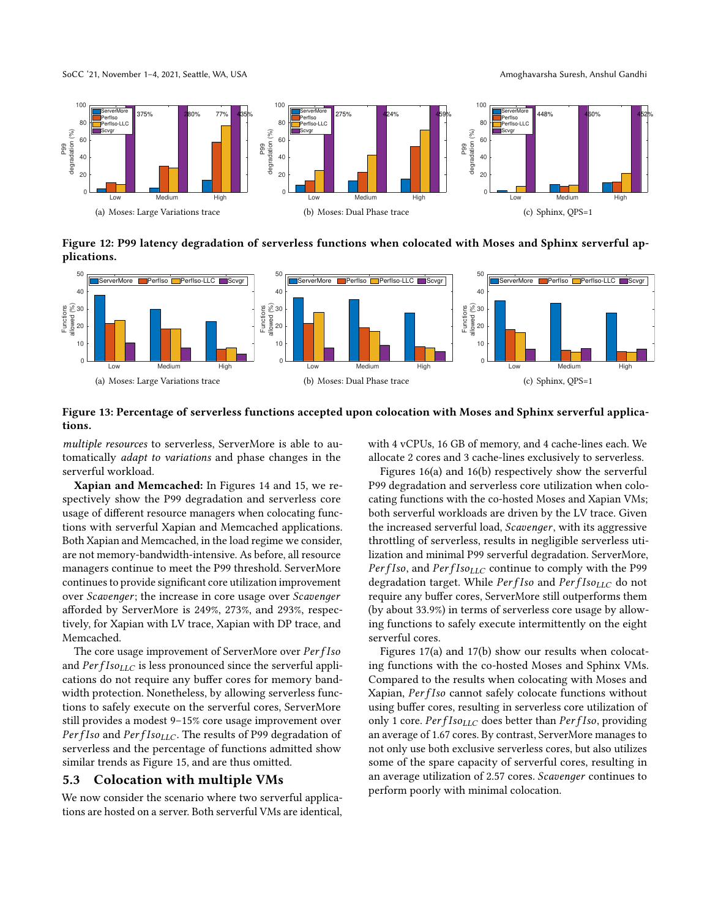(a) Moses: Large Variations trace

(b) Moses: Dual Phase trace

(c) Sphinx, QPS=1

**Figure 12: P99 latency degradation of serverless functions when colocated with Moses and Sphinx serverful applications.**

(a) Moses: Large Variations trace

(b) Moses: Dual Phase trace

(c) Sphinx, QPS=1

**Figure 13: Percentage of serverless functions accepted upon colocation with Moses and Sphinx serverful applications.**

*multiple resources* to serverless, ServerMore is able to automatically *adapt to variations* and phase changes in the serverful workload.

**Xapian and Memcached:** In Figures 14 and 15, we respectively show the P99 degradation and serverless core usage of different resource managers when colocating functions with serverful Xapian and Memcached applications. Both Xapian and Memcached, in the load regime we consider, are not memory-bandwidth-intensive. As before, all resource managers continue to meet the P99 threshold. ServerMore continues to provide significant core utilization improvement over *Scavenger*; the increase in core usage over *Scavenger* afforded by ServerMore is 249%, 273%, and 293%, respectively, for Xapian with LV trace, Xapian with DP trace, and Memcached.

The core usage improvement of ServerMore over $PerfIso$ and $PerfIso_{LLC}$ is less pronounced since the serverful applications do not require any buffer cores for memory bandwidth protection. Nonetheless, by allowing serverless functions to safely execute on the serverful cores, ServerMore still provides a modest 9–15% core usage improvement over $PerfIso$ and $PerfIso_{LLC}$. The results of P99 degradation of serverless and the percentage of functions admitted show similar trends as Figure 15, and are thus omitted.

## 5.3 Colocation with multiple VMs

We now consider the scenario where two serverful applications are hosted on a server. Both serverful VMs are identical, with 4 vCPUs, 16 GB of memory, and 4 cache-lines each. We allocate 2 cores and 3 cache-lines exclusively to serverless.

Figures 16(a) and 16(b) respectively show the serverful P99 degradation and serverless core utilization when colocating functions with the co-hosted Moses and Xapian VMs; both serverful workloads are driven by the LV trace. Given the increased serverful load, *Scavenger*, with its aggressive throttling of serverless, results in negligible serverless utilization and minimal P99 serverful degradation. ServerMore, $PerfIso$, and $PerfIso_{LLC}$ continue to comply with the P99 degradation target. While $PerfIso$ and $PerfIso_{LLC}$ do not require any buffer cores, ServerMore still outperforms them (by about 33.9%) in terms of serverless core usage by allowing functions to safely execute intermittently on the eight serverful cores.

Figures 17(a) and 17(b) show our results when colocating functions with the co-hosted Moses and Sphinx VMs. Compared to the results when colocating with Moses and Xapian, $PerfIso$ cannot safely colocate functions without using buffer cores, resulting in serverless core utilization of only 1 core. $PerfIso_{LLC}$ does better than $PerfIso$, providing an average of 1.67 cores. By contrast, ServerMore manages to not only use both exclusive serverless cores, but also utilizes some of the spare capacity of serverful cores, resulting in an average utilization of 2.57 cores. *Scavenger* continues to perform poorly with minimal colocation.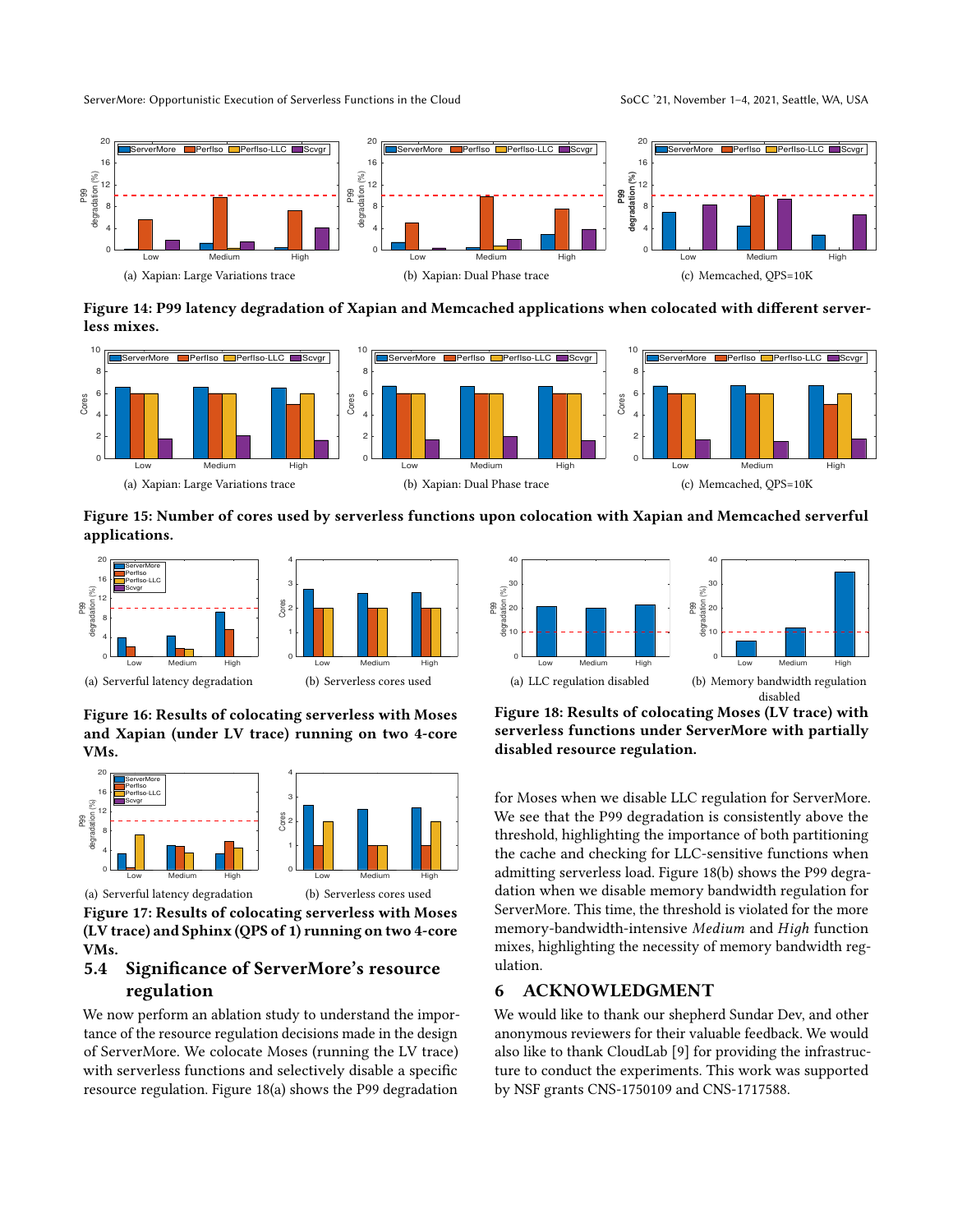(a) Xapian: Large Variations trace

(b) Xapian: Dual Phase trace

(c) Memcached, QPS=10K

**Figure 14: P99 latency degradation of Xapian and Memcached applications when colocated with different serverless mixes.**

(a) Xapian: Large Variations trace

(b) Xapian: Dual Phase trace

(c) Memcached, QPS=10K

**Figure 15: Number of cores used by serverless functions upon colocation with Xapian and Memcached serverful applications.**

(a) Serverful latency degradation

(b) Serverless cores used

**Figure 16: Results of colocating serverless with Moses and Xapian (under LV trace) running on two 4-core VMs.**

(a) Serverful latency degradation

(b) Serverless cores used

**Figure 17: Results of colocating serverless with Moses (LV trace) and Sphinx (QPS of 1) running on two 4-core VMs.**

## 5.4 Significance of ServerMore's resource regulation

We now perform an ablation study to understand the importance of the resource regulation decisions made in the design of ServerMore. We colocate Moses (running the LV trace) with serverless functions and selectively disable a specific resource regulation. Figure 18(a) shows the P99 degradation for Moses when we disable LLC regulation for ServerMore. We see that the P99 degradation is consistently above the threshold, highlighting the importance of both partitioning the cache and checking for LLC-sensitive functions when admitting serverless load. Figure 18(b) shows the P99 degradation when we disable memory bandwidth regulation for ServerMore. This time, the threshold is violated for the more memory-bandwidth-intensive *Medium* and *High* function mixes, highlighting the necessity of memory bandwidth regulation.

(a) LLC regulation disabled

(b) Memory bandwidth regulation disabled

**Figure 18: Results of colocating Moses (LV trace) with serverless functions under ServerMore with partially disabled resource regulation.**

# 6 ACKNOWLEDGMENT

We would like to thank our shepherd Sundar Dev, and other anonymous reviewers for their valuable feedback. We would also like to thank CloudLab [9] for providing the infrastructure to conduct the experiments. This work was supported by NSF grants CNS-1750109 and CNS-1717588.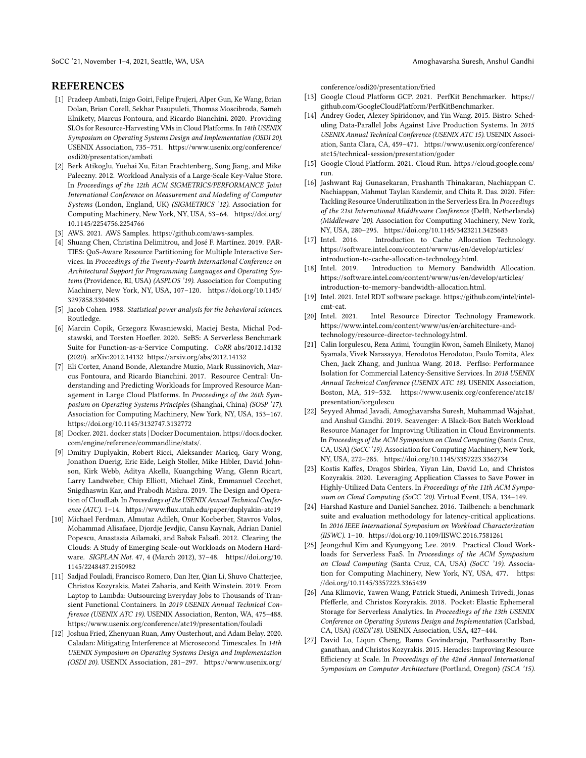# REFERENCES

[1] Pradeep Ambati, Inigo Goiri, Felipe Frujeri, Alper Gun, Ke Wang, Brian Dolan, Brian Corell, Sekhar Pasupuleti, Thomas Moscibroda, Sameh Elnikety, Marcus Fontoura, and Ricardo Bianchini. 2020. Providing SLOs for Resource-Harvesting VMs in Cloud Platforms. In *14th USENIX Symposium on Operating Systems Design and Implementation (OSDI 20)*. USENIX Association, 735–751. https://www.usenix.org/conference/osdi20/presentation/ambati

[2] Berk Atikoglu, Yuehai Xu, Eitan Frachtenberg, Song Jiang, and Mike Paleczny. 2012. Workload Analysis of a Large-Scale Key-Value Store. In *Proceedings of the 12th ACM SIGMETRICS/PERFORMANCE Joint International Conference on Measurement and Modeling of Computer Systems* (London, England, UK) *(SIGMETRICS '12)*. Association for Computing Machinery, New York, NY, USA, 53–64. https://doi.org/10.1145/2254756.2254766

[3] AWS. 2021. AWS Samples. https://github.com/aws-samples.

[4] Shuang Chen, Christina Delimitrou, and José F. Martínez. 2019. PARTIES: QoS-Aware Resource Partitioning for Multiple Interactive Services. In *Proceedings of the Twenty-Fourth International Conference on Architectural Support for Programming Languages and Operating Systems* (Providence, RI, USA) *(ASPLOS '19)*. Association for Computing Machinery, New York, NY, USA, 107–120. https://doi.org/10.1145/3297858.3304005

[5] Jacob Cohen. 1988. *Statistical power analysis for the behavioral sciences*. Routledge.

[6] Marcin Copik, Grzegorz Kwasniewski, Maciej Besta, Michal Podstawski, and Torsten Hoefler. 2020. SeBS: A Serverless Benchmark Suite for Function-as-a-Service Computing. *CoRR* abs/2012.14132 (2020). arXiv:2012.14132 https://arxiv.org/abs/2012.14132

[7] Eli Cortez, Anand Bonde, Alexandre Muzio, Mark Russinovich, Marcus Fontoura, and Ricardo Bianchini. 2017. Resource Central: Understanding and Predicting Workloads for Improved Resource Management in Large Cloud Platforms. In *Proceedings of the 26th Symposium on Operating Systems Principles* (Shanghai, China) *(SOSP '17)*. Association for Computing Machinery, New York, NY, USA, 153–167. https://doi.org/10.1145/3132747.3132772

[8] Docker. 2021. docker stats | Docker Documentaion. https://docs.docker.com/engine/reference/commandline/stats/.

[9] Dmitry Duplyakin, Robert Ricci, Aleksander Maricq, Gary Wong, Jonathon Duerig, Eric Eide, Leigh Stoller, Mike Hibler, David Johnson, Kirk Webb, Aditya Akella, Kuangching Wang, Glenn Ricart, Larry Landweber, Chip Elliott, Michael Zink, Emmanuel Cecchet, Snigdhaswin Kar, and Prabodh Mishra. 2019. The Design and Operation of CloudLab. In *Proceedings of the USENIX Annual Technical Conference (ATC)*. 1–14. https://www.flux.utah.edu/paper/duplyakin-atc19

[10] Michael Ferdman, Almutaz Adileh, Onur Kocberber, Stavros Volos, Mohammad Alisafaee, Djordje Jevdjic, Cansu Kaynak, Adrian Daniel Popescu, Anastasia Ailamaki, and Babak Falsafi. 2012. Clearing the Clouds: A Study of Emerging Scale-out Workloads on Modern Hardware. *SIGPLAN Not.* 47, 4 (March 2012), 37–48. https://doi.org/10.1145/2248487.2150982

[11] Sadjad Fouladi, Francisco Romero, Dan Iter, Qian Li, Shuvo Chatterjee, Christos Kozyrakis, Matei Zaharia, and Keith Winstein. 2019. From Laptop to Lambda: Outsourcing Everyday Jobs to Thousands of Transient Functional Containers. In *2019 USENIX Annual Technical Conference (USENIX ATC 19)*. USENIX Association, Renton, WA, 475–488. https://www.usenix.org/conference/atc19/presentation/fouladi

[12] Joshua Fried, Zhenyuan Ruan, Amy Ousterhout, and Adam Belay. 2020. Caladan: Mitigating Interference at Microsecond Timescales. In *14th USENIX Symposium on Operating Systems Design and Implementation (OSDI 20)*. USENIX Association, 281–297. https://www.usenix.org/conference/osdi20/presentation/fried

[13] Google Cloud Platform GCP. 2021. PerfKit Benchmarker. https://github.com/GoogleCloudPlatform/PerfKitBenchmarker.

[14] Andrey Goder, Alexey Spiridonov, and Yin Wang. 2015. Bistro: Scheduling Data-Parallel Jobs Against Live Production Systems. In *2015 USENIX Annual Technical Conference (USENIX ATC 15)*. USENIX Association, Santa Clara, CA, 459–471. https://www.usenix.org/conference/atc15/technical-session/presentation/goder

[15] Google Cloud Platform. 2021. Cloud Run. https://cloud.google.com/run.

[16] Jashwant Raj Gunasekaran, Prashanth Thinakaran, Nachiappan C. Nachiappan, Mahmut Taylan Kandemir, and Chita R. Das. 2020. Fifer: Tackling Resource Underutilization in the Serverless Era. In *Proceedings of the 21st International Middleware Conference* (Delft, Netherlands) *(Middleware '20)*. Association for Computing Machinery, New York, NY, USA, 280–295. https://doi.org/10.1145/3423211.3425683

[17] Intel. 2016. Introduction to Cache Allocation Technology. https://software.intel.com/content/www/us/en/develop/articles/introduction-to-cache-allocation-technology.html.

[18] Intel. 2019. Introduction to Memory Bandwidth Allocation. https://software.intel.com/content/www/us/en/develop/articles/introduction-to-memory-bandwidth-allocation.html.

[19] Intel. 2021. Intel RDT software package. https://github.com/intel/intel-cmt-cat.

[20] Intel. 2021. Intel Resource Director Technology Framework. https://www.intel.com/content/www/us/en/architecture-and-technology/resource-director-technology.html.

[21] Calin Iorgulescu, Reza Azimi, Youngjin Kwon, Sameh Elnikety, Manoj Syamala, Vivek Narasayya, Herodotos Herodotou, Paulo Tomita, Alex Chen, Jack Zhang, and Junhua Wang. 2018. PerfIso: Performance Isolation for Commercial Latency-Sensitive Services. In *2018 USENIX Annual Technical Conference (USENIX ATC 18)*. USENIX Association, Boston, MA, 519–532. https://www.usenix.org/conference/atc18/presentation/iorgulescu

[22] Seyyed Ahmad Javadi, Amoghavarsha Suresh, Muhammad Wajahat, and Anshul Gandhi. 2019. Scavenger: A Black-Box Batch Workload Resource Manager for Improving Utilization in Cloud Environments. In *Proceedings of the ACM Symposium on Cloud Computing* (Santa Cruz, CA, USA) *(SoCC '19)*. Association for Computing Machinery, New York, NY, USA, 272–285. https://doi.org/10.1145/3357223.3362734

[23] Kostis Kaffes, Dragos Sbirlea, Yiyan Lin, David Lo, and Christos Kozyrakis. 2020. Leveraging Application Classes to Save Power in Highly-Utilized Data Centers. In *Proceedings of the 11th ACM Symposium on Cloud Computing (SoCC '20)*. Virtual Event, USA, 134–149.

[24] Harshad Kasture and Daniel Sanchez. 2016. Tailbench: a benchmark suite and evaluation methodology for latency-critical applications. In *2016 IEEE International Symposium on Workload Characterization (IISWC)*. 1–10. https://doi.org/10.1109/IISWC.2016.7581261

[25] Jeongchul Kim and Kyungyong Lee. 2019. Practical Cloud Workloads for Serverless FaaS. In *Proceedings of the ACM Symposium on Cloud Computing* (Santa Cruz, CA, USA) *(SoCC '19)*. Association for Computing Machinery, New York, NY, USA, 477. https://doi.org/10.1145/3357223.3365439

[26] Ana Klimovic, Yawen Wang, Patrick Stuedi, Animesh Trivedi, Jonas Pfefferle, and Christos Kozyrakis. 2018. Pocket: Elastic Ephemeral Storage for Serverless Analytics. In *Proceedings of the 13th USENIX Conference on Operating Systems Design and Implementation* (Carlsbad, CA, USA) *(OSDI'18)*. USENIX Association, USA, 427–444.

[27] David Lo, Liqun Cheng, Rama Govindaraju, Parthasarathy Ranganathan, and Christos Kozyrakis. 2015. Heracles: Improving Resource Efficiency at Scale. In *Proceedings of the 42nd Annual International Symposium on Computer Architecture* (Portland, Oregon) *(ISCA '15)*.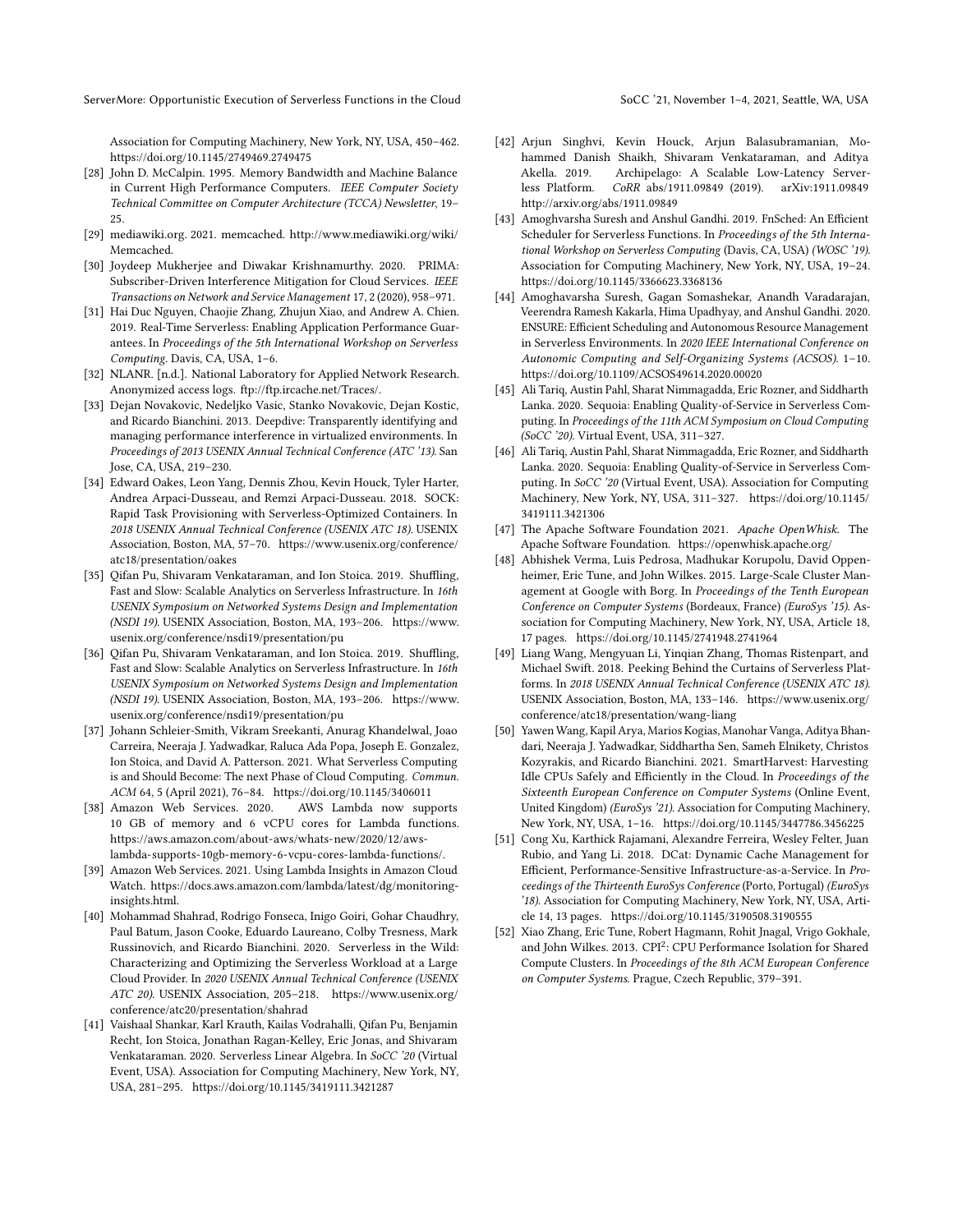Association for Computing Machinery, New York, NY, USA, 450–462. https://doi.org/10.1145/2749469.2749475

[28] John D. McCalpin. 1995. Memory Bandwidth and Machine Balance in Current High Performance Computers. *IEEE Computer Society Technical Committee on Computer Architecture (TCCA) Newsletter*, 19–25.

[29] mediawiki.org. 2021. memcached. http://www.mediawiki.org/wiki/Memcached.

[30] Joydeep Mukherjee and Diwakar Krishnamurthy. 2020. PRIMA: Subscriber-Driven Interference Mitigation for Cloud Services. *IEEE Transactions on Network and Service Management* 17, 2 (2020), 958–971.

[31] Hai Duc Nguyen, Chaojie Zhang, Zhujun Xiao, and Andrew A. Chien. 2019. Real-Time Serverless: Enabling Application Performance Guarantees. In *Proceedings of the 5th International Workshop on Serverless Computing*. Davis, CA, USA, 1–6.

[32] NLANR. [n.d.]. National Laboratory for Applied Network Research. Anonymized access logs. ftp://ftp.ircache.net/Traces/.

[33] Dejan Novakovic, Nedeljko Vasic, Stanko Novakovic, Dejan Kostic, and Ricardo Bianchini. 2013. Deepdive: Transparently identifying and managing performance interference in virtualized environments. In *Proceedings of 2013 USENIX Annual Technical Conference (ATC '13)*. San Jose, CA, USA, 219–230.

[34] Edward Oakes, Leon Yang, Dennis Zhou, Kevin Houck, Tyler Harter, Andrea Arpaci-Dusseau, and Remzi Arpaci-Dusseau. 2018. SOCK: Rapid Task Provisioning with Serverless-Optimized Containers. In *2018 USENIX Annual Technical Conference (USENIX ATC 18)*. USENIX Association, Boston, MA, 57–70. https://www.usenix.org/conference/atc18/presentation/oakes

[35] Qifan Pu, Shivaram Venkataraman, and Ion Stoica. 2019. Shuffling, Fast and Slow: Scalable Analytics on Serverless Infrastructure. In *16th USENIX Symposium on Networked Systems Design and Implementation (NSDI 19)*. USENIX Association, Boston, MA, 193–206. https://www.usenix.org/conference/nsdi19/presentation/pu

[36] Qifan Pu, Shivaram Venkataraman, and Ion Stoica. 2019. Shuffling, Fast and Slow: Scalable Analytics on Serverless Infrastructure. In *16th USENIX Symposium on Networked Systems Design and Implementation (NSDI 19)*. USENIX Association, Boston, MA, 193–206. https://www.usenix.org/conference/nsdi19/presentation/pu

[37] Johann Schleier-Smith, Vikram Sreekanti, Anurag Khandelwal, Joao Carreira, Neeraja J. Yadwadkar, Raluca Ada Popa, Joseph E. Gonzalez, Ion Stoica, and David A. Patterson. 2021. What Serverless Computing is and Should Become: The next Phase of Cloud Computing. *Commun. ACM* 64, 5 (April 2021), 76–84. https://doi.org/10.1145/3406011

[38] Amazon Web Services. 2020. AWS Lambda now supports 10 GB of memory and 6 vCPU cores for Lambda functions. https://aws.amazon.com/about-aws/whats-new/2020/12/aws-lambda-supports-10gb-memory-6-vcpu-cores-lambda-functions/.

[39] Amazon Web Services. 2021. Using Lambda Insights in Amazon Cloud Watch. https://docs.aws.amazon.com/lambda/latest/dg/monitoring-insights.html.

[40] Mohammad Shahrad, Rodrigo Fonseca, Inigo Goiri, Gohar Chaudhry, Paul Batum, Jason Cooke, Eduardo Laureano, Colby Tresness, Mark Russinovich, and Ricardo Bianchini. 2020. Serverless in the Wild: Characterizing and Optimizing the Serverless Workload at a Large Cloud Provider. In *2020 USENIX Annual Technical Conference (USENIX ATC 20)*. USENIX Association, 205–218. https://www.usenix.org/conference/atc20/presentation/shahrad

[41] Vaishaal Shankar, Karl Krauth, Kailas Vodrahalli, Qifan Pu, Benjamin Recht, Ion Stoica, Jonathan Ragan-Kelley, Eric Jonas, and Shivaram Venkataraman. 2020. Serverless Linear Algebra. In *SoCC '20* (Virtual Event, USA). Association for Computing Machinery, New York, NY, USA, 281–295. https://doi.org/10.1145/3419111.3421287

[42] Arjun Singhvi, Kevin Houck, Arjun Balasubramanian, Mohammed Danish Shaikh, Shivaram Venkataraman, and Aditya Akella. 2019. Archipelago: A Scalable Low-Latency Serverless Platform. *CoRR* abs/1911.09849 (2019). arXiv:1911.09849 http://arxiv.org/abs/1911.09849

[43] Amoghvarsha Suresh and Anshul Gandhi. 2019. FnSched: An Efficient Scheduler for Serverless Functions. In *Proceedings of the 5th International Workshop on Serverless Computing* (Davis, CA, USA) *(WOSC '19)*. Association for Computing Machinery, New York, NY, USA, 19–24. https://doi.org/10.1145/3366623.3368136

[44] Amoghavarsha Suresh, Gagan Somashekar, Anandh Varadarajan, Veerendra Ramesh Kakarla, Hima Upadhyay, and Anshul Gandhi. 2020. ENSURE: Efficient Scheduling and Autonomous Resource Management in Serverless Environments. In *2020 IEEE International Conference on Autonomic Computing and Self-Organizing Systems (ACSOS)*. 1–10. https://doi.org/10.1109/ACSOS49614.2020.00020

[45] Ali Tariq, Austin Pahl, Sharat Nimmagadda, Eric Rozner, and Siddharth Lanka. 2020. Sequoia: Enabling Quality-of-Service in Serverless Computing. In *Proceedings of the 11th ACM Symposium on Cloud Computing (SoCC '20)*. Virtual Event, USA, 311–327.

[46] Ali Tariq, Austin Pahl, Sharat Nimmagadda, Eric Rozner, and Siddharth Lanka. 2020. Sequoia: Enabling Quality-of-Service in Serverless Computing. In *SoCC '20* (Virtual Event, USA). Association for Computing Machinery, New York, NY, USA, 311–327. https://doi.org/10.1145/3419111.3421306

[47] The Apache Software Foundation 2021. *Apache OpenWhisk*. The Apache Software Foundation. https://openwhisk.apache.org/

[48] Abhishek Verma, Luis Pedrosa, Madhukar Korupolu, David Oppenheimer, Eric Tune, and John Wilkes. 2015. Large-Scale Cluster Management at Google with Borg. In *Proceedings of the Tenth European Conference on Computer Systems* (Bordeaux, France) *(EuroSys '15)*. Association for Computing Machinery, New York, NY, USA, Article 18, 17 pages. https://doi.org/10.1145/2741948.2741964

[49] Liang Wang, Mengyuan Li, Yinqian Zhang, Thomas Ristenpart, and Michael Swift. 2018. Peeking Behind the Curtains of Serverless Platforms. In *2018 USENIX Annual Technical Conference (USENIX ATC 18)*. USENIX Association, Boston, MA, 133–146. https://www.usenix.org/conference/atc18/presentation/wang-liang

[50] Yawen Wang, Kapil Arya, Marios Kogias, Manohar Vanga, Aditya Bhandari, Neeraja J. Yadwadkar, Siddhartha Sen, Sameh Elnikety, Christos Kozyrakis, and Ricardo Bianchini. 2021. SmartHarvest: Harvesting Idle CPUs Safely and Efficiently in the Cloud. In *Proceedings of the Sixteenth European Conference on Computer Systems* (Online Event, United Kingdom) *(EuroSys '21)*. Association for Computing Machinery, New York, NY, USA, 1–16. https://doi.org/10.1145/3447786.3456225

[51] Cong Xu, Karthick Rajamani, Alexandre Ferreira, Wesley Felter, Juan Rubio, and Yang Li. 2018. DCat: Dynamic Cache Management for Efficient, Performance-Sensitive Infrastructure-as-a-Service. In *Proceedings of the Thirteenth EuroSys Conference* (Porto, Portugal) *(EuroSys '18)*. Association for Computing Machinery, New York, NY, USA, Article 14, 13 pages. https://doi.org/10.1145/3190508.3190555

[52] Xiao Zhang, Eric Tune, Robert Hagmann, Rohit Jnagal, Vrigo Gokhale, and John Wilkes. 2013. $CPI^2$: CPU Performance Isolation for Shared Compute Clusters. In *Proceedings of the 8th ACM European Conference on Computer Systems*. Prague, Czech Republic, 379–391.